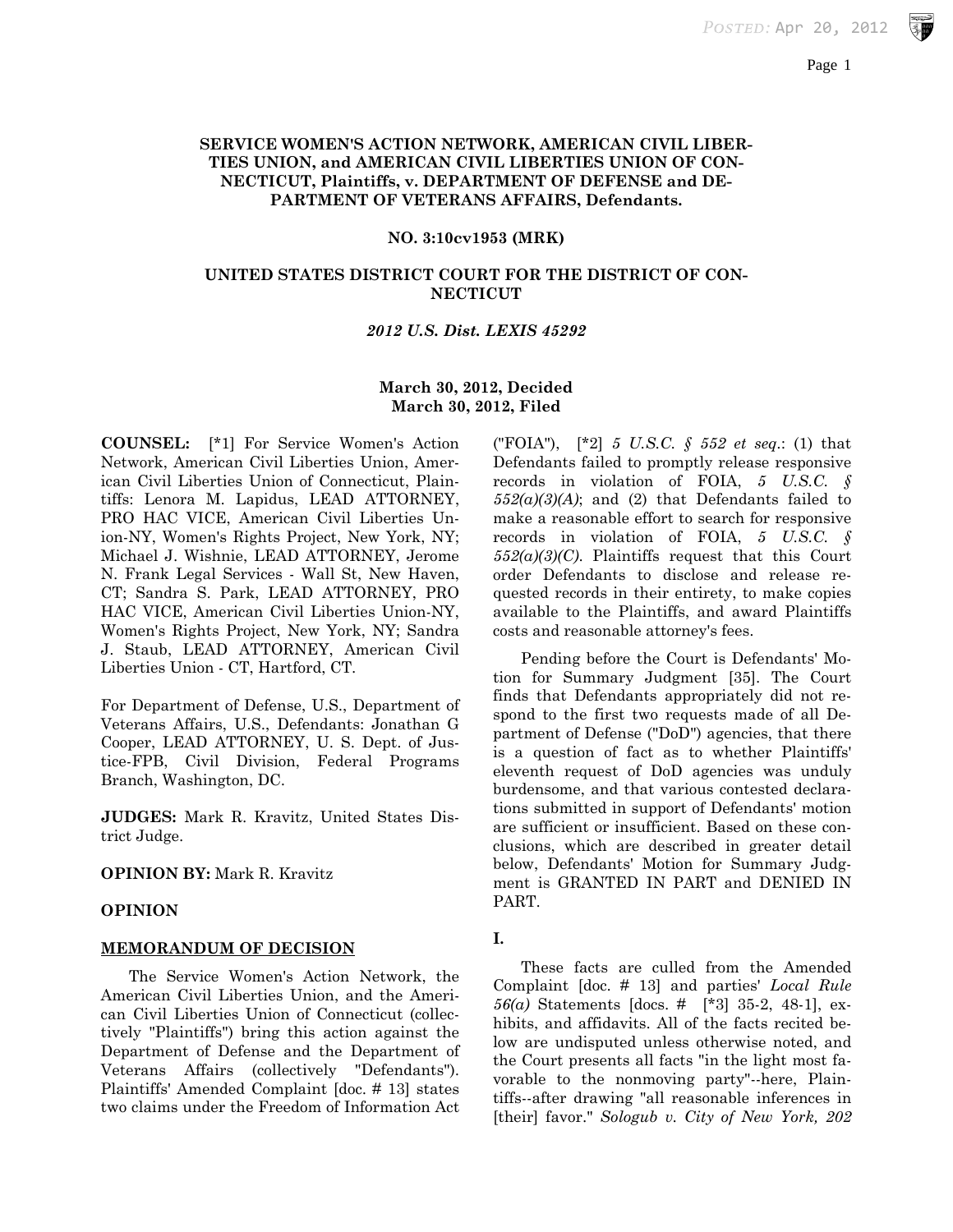**SERVICE WOMEN'S ACTION NETWORK, AMERICAN CIVIL LIBERTIES UNION, and AMERICAN CIVIL LIBERTIES UNION OF CONNECTICUT, Plaintiffs, v. DEPARTMENT OF DEFENSE and DEPARTMENT OF VETERANS AFFAIRS, Defendants.**

**NO. 3:10cv1953 (MRK)**

**UNITED STATES DISTRICT COURT FOR THE DISTRICT OF CONNECTICUT**

***2012 U.S. Dist. LEXIS 45292***

**March 30, 2012, Decided**
**March 30, 2012, Filed**

**COUNSEL:** [*1] For Service Women's Action Network, American Civil Liberties Union, American Civil Liberties Union of Connecticut, Plaintiffs: Lenora M. Lapidus, LEAD ATTORNEY, PRO HAC VICE, American Civil Liberties Union-NY, Women's Rights Project, New York, NY; Michael J. Wishnie, LEAD ATTORNEY, Jerome N. Frank Legal Services - Wall St, New Haven, CT; Sandra S. Park, LEAD ATTORNEY, PRO HAC VICE, American Civil Liberties Union-NY, Women's Rights Project, New York, NY; Sandra J. Staub, LEAD ATTORNEY, American Civil Liberties Union - CT, Hartford, CT.

For Department of Defense, U.S., Department of Veterans Affairs, U.S., Defendants: Jonathan G Cooper, LEAD ATTORNEY, U. S. Dept. of Justice-FPB, Civil Division, Federal Programs Branch, Washington, DC.

**JUDGES:** Mark R. Kravitz, United States District Judge.

**OPINION BY:** Mark R. Kravitz

**OPINION**

**MEMORANDUM OF DECISION**

The Service Women's Action Network, the American Civil Liberties Union, and the American Civil Liberties Union of Connecticut (collectively "Plaintiffs") bring this action against the Department of Defense and the Department of Veterans Affairs (collectively "Defendants"). Plaintiffs' Amended Complaint [doc. # 13] states two claims under the Freedom of Information Act ("FOIA"), [*2] *5 U.S.C. § 552 et seq.*: (1) that Defendants failed to promptly release responsive records in violation of FOIA, *5 U.S.C. § 552(a)(3)(A)*; and (2) that Defendants failed to make a reasonable effort to search for responsive records in violation of FOIA, *5 U.S.C. § 552(a)(3)(C)*. Plaintiffs request that this Court order Defendants to disclose and release requested records in their entirety, to make copies available to the Plaintiffs, and award Plaintiffs costs and reasonable attorney's fees.

Pending before the Court is Defendants' Motion for Summary Judgment [35]. The Court finds that Defendants appropriately did not respond to the first two requests made of all Department of Defense ("DoD") agencies, that there is a question of fact as to whether Plaintiffs' eleventh request of DoD agencies was unduly burdensome, and that various contested declarations submitted in support of Defendants' motion are sufficient or insufficient. Based on these conclusions, which are described in greater detail below, Defendants' Motion for Summary Judgment is GRANTED IN PART and DENIED IN PART.

**I.**

These facts are culled from the Amended Complaint [doc. # 13] and parties' *Local Rule 56(a)* Statements [docs. # [*3] 35-2, 48-1], exhibits, and affidavits. All of the facts recited below are undisputed unless otherwise noted, and the Court presents all facts "in the light most favorable to the nonmoving party"--here, Plaintiffs--after drawing "all reasonable inferences in [their] favor." *Sologub v. City of New York, 202*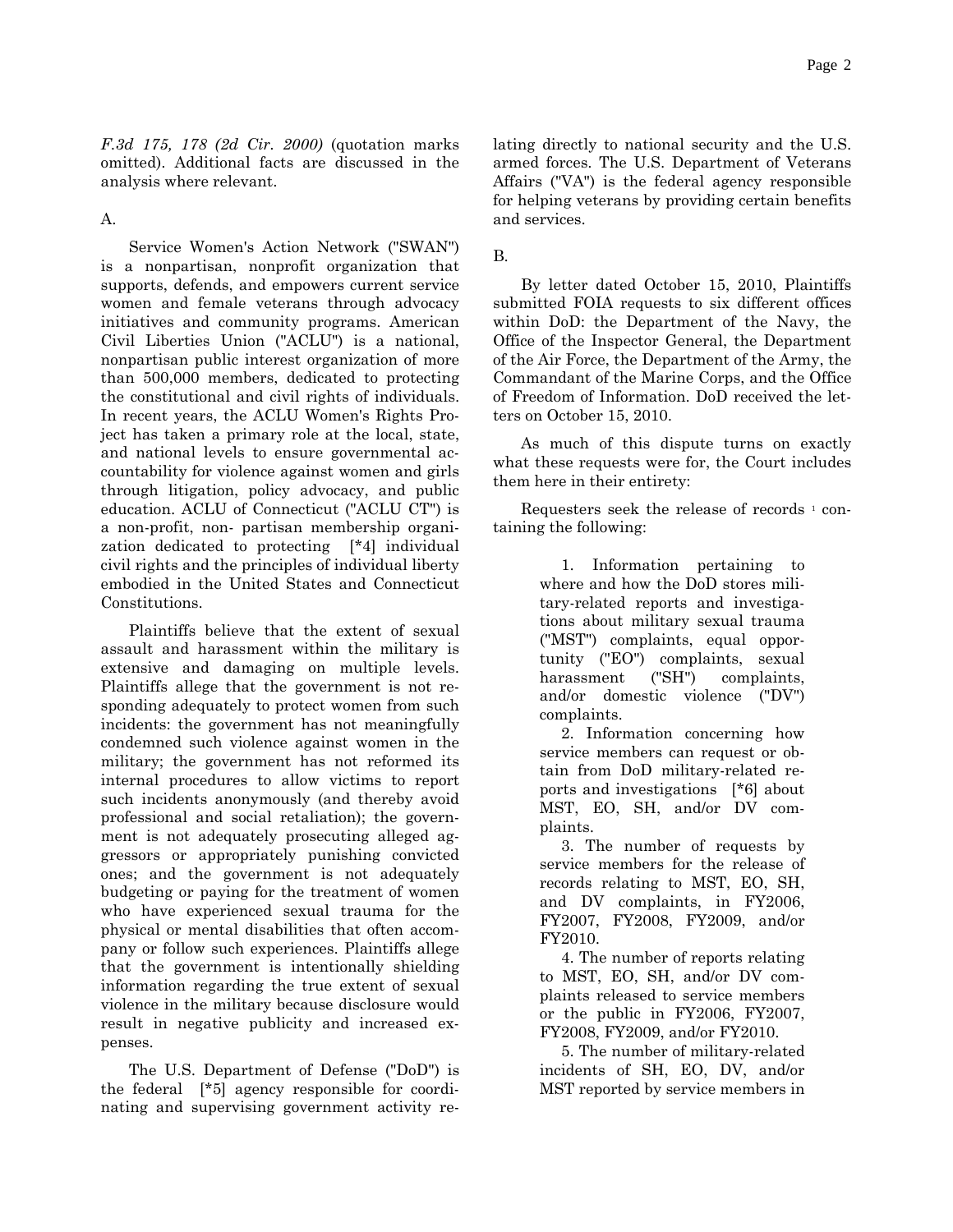*F.3d 175, 178 (2d Cir. 2000)* (quotation marks omitted). Additional facts are discussed in the analysis where relevant.

A.

Service Women's Action Network ("SWAN") is a nonpartisan, nonprofit organization that supports, defends, and empowers current service women and female veterans through advocacy initiatives and community programs. American Civil Liberties Union ("ACLU") is a national, nonpartisan public interest organization of more than 500,000 members, dedicated to protecting the constitutional and civil rights of individuals. In recent years, the ACLU Women's Rights Project has taken a primary role at the local, state, and national levels to ensure governmental accountability for violence against women and girls through litigation, policy advocacy, and public education. ACLU of Connecticut ("ACLU CT") is a non-profit, non- partisan membership organization dedicated to protecting [*4] individual civil rights and the principles of individual liberty embodied in the United States and Connecticut Constitutions.

Plaintiffs believe that the extent of sexual assault and harassment within the military is extensive and damaging on multiple levels. Plaintiffs allege that the government is not responding adequately to protect women from such incidents: the government has not meaningfully condemned such violence against women in the military; the government has not reformed its internal procedures to allow victims to report such incidents anonymously (and thereby avoid professional and social retaliation); the government is not adequately prosecuting alleged aggressors or appropriately punishing convicted ones; and the government is not adequately budgeting or paying for the treatment of women who have experienced sexual trauma for the physical or mental disabilities that often accompany or follow such experiences. Plaintiffs allege that the government is intentionally shielding information regarding the true extent of sexual violence in the military because disclosure would result in negative publicity and increased expenses.

The U.S. Department of Defense ("DoD") is the federal [*5] agency responsible for coordinating and supervising government activity relating directly to national security and the U.S. armed forces. The U.S. Department of Veterans Affairs ("VA") is the federal agency responsible for helping veterans by providing certain benefits and services.

B.

By letter dated October 15, 2010, Plaintiffs submitted FOIA requests to six different offices within DoD: the Department of the Navy, the Office of the Inspector General, the Department of the Air Force, the Department of the Army, the Commandant of the Marine Corps, and the Office of Freedom of Information. DoD received the letters on October 15, 2010.

As much of this dispute turns on exactly what these requests were for, the Court includes them here in their entirety:

Requesters seek the release of records [1] containing the following:

> 1. Information pertaining to where and how the DoD stores military-related reports and investigations about military sexual trauma ("MST") complaints, equal opportunity ("EO") complaints, sexual harassment ("SH") complaints, and/or domestic violence ("DV") complaints.
>
> 2. Information concerning how service members can request or obtain from DoD military-related reports and investigations [*6] about MST, EO, SH, and/or DV complaints.
>
> 3. The number of requests by service members for the release of records relating to MST, EO, SH, and DV complaints, in FY2006, FY2007, FY2008, FY2009, and/or FY2010.
>
> 4. The number of reports relating to MST, EO, SH, and/or DV complaints released to service members or the public in FY2006, FY2007, FY2008, FY2009, and/or FY2010.
>
> 5. The number of military-related incidents of SH, EO, DV, and/or MST reported by service members in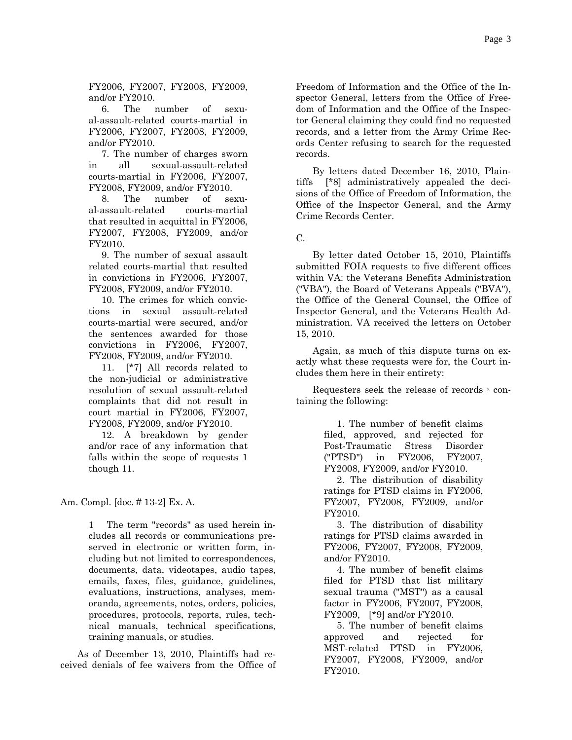FY2006, FY2007, FY2008, FY2009, and/or FY2010.

6. The number of sexual-assault-related courts-martial in FY2006, FY2007, FY2008, FY2009, and/or FY2010.

7. The number of charges sworn in all sexual-assault-related courts-martial in FY2006, FY2007, FY2008, FY2009, and/or FY2010.

8. The number of sexual-assault-related courts-martial that resulted in acquittal in FY2006, FY2007, FY2008, FY2009, and/or FY2010.

9. The number of sexual assault related courts-martial that resulted in convictions in FY2006, FY2007, FY2008, FY2009, and/or FY2010.

10. The crimes for which convictions in sexual assault-related courts-martial were secured, and/or the sentences awarded for those convictions in FY2006, FY2007, FY2008, FY2009, and/or FY2010.

11. [*7] All records related to the non-judicial or administrative resolution of sexual assault-related complaints that did not result in court martial in FY2006, FY2007, FY2008, FY2009, and/or FY2010.

12. A breakdown by gender and/or race of any information that falls within the scope of requests 1 though 11.

Am. Compl. [doc. # 13-2] Ex. A.

1 The term "records" as used herein includes all records or communications preserved in electronic or written form, including but not limited to correspondences, documents, data, videotapes, audio tapes, emails, faxes, files, guidance, guidelines, evaluations, instructions, analyses, memoranda, agreements, notes, orders, policies, procedures, protocols, reports, rules, technical manuals, technical specifications, training manuals, or studies.

As of December 13, 2010, Plaintiffs had received denials of fee waivers from the Office of Freedom of Information and the Office of the Inspector General, letters from the Office of Freedom of Information and the Office of the Inspector General claiming they could find no requested records, and a letter from the Army Crime Records Center refusing to search for the requested records.

By letters dated December 16, 2010, Plaintiffs [*8] administratively appealed the decisions of the Office of Freedom of Information, the Office of the Inspector General, and the Army Crime Records Center.

C.

By letter dated October 15, 2010, Plaintiffs submitted FOIA requests to five different offices within VA: the Veterans Benefits Administration ("VBA"), the Board of Veterans Appeals ("BVA"), the Office of the General Counsel, the Office of Inspector General, and the Veterans Health Administration. VA received the letters on October 15, 2010.

Again, as much of this dispute turns on exactly what these requests were for, the Court includes them here in their entirety:

Requesters seek the release of records [2] containing the following:

1. The number of benefit claims filed, approved, and rejected for Post-Traumatic Stress Disorder ("PTSD") in FY2006, FY2007, FY2008, FY2009, and/or FY2010.

2. The distribution of disability ratings for PTSD claims in FY2006, FY2007, FY2008, FY2009, and/or FY2010.

3. The distribution of disability ratings for PTSD claims awarded in FY2006, FY2007, FY2008, FY2009, and/or FY2010.

4. The number of benefit claims filed for PTSD that list military sexual trauma ("MST") as a causal factor in FY2006, FY2007, FY2008, FY2009, [*9] and/or FY2010.

5. The number of benefit claims approved and rejected for MST-related PTSD in FY2006, FY2007, FY2008, FY2009, and/or FY2010.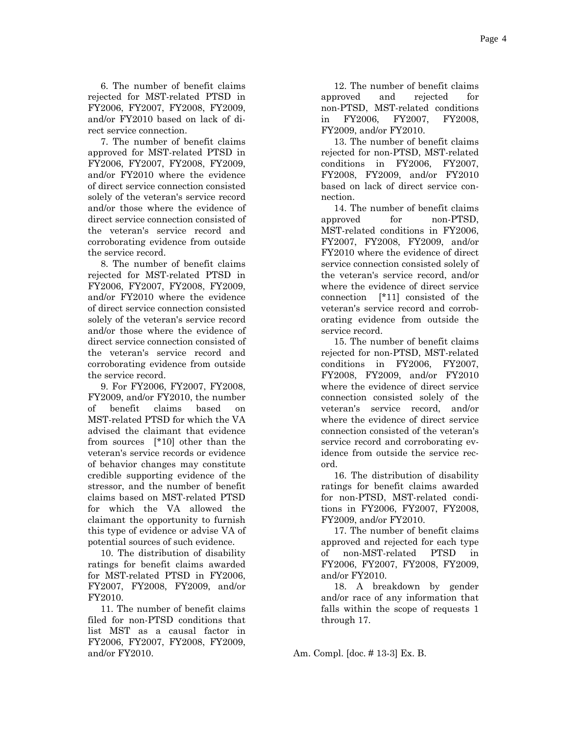6. The number of benefit claims rejected for MST-related PTSD in FY2006, FY2007, FY2008, FY2009, and/or FY2010 based on lack of direct service connection.

7. The number of benefit claims approved for MST-related PTSD in FY2006, FY2007, FY2008, FY2009, and/or FY2010 where the evidence of direct service connection consisted solely of the veteran's service record and/or those where the evidence of direct service connection consisted of the veteran's service record and corroborating evidence from outside the service record.

8. The number of benefit claims rejected for MST-related PTSD in FY2006, FY2007, FY2008, FY2009, and/or FY2010 where the evidence of direct service connection consisted solely of the veteran's service record and/or those where the evidence of direct service connection consisted of the veteran's service record and corroborating evidence from outside the service record.

9. For FY2006, FY2007, FY2008, FY2009, and/or FY2010, the number of benefit claims based on MST-related PTSD for which the VA advised the claimant that evidence from sources [*10] other than the veteran's service records or evidence of behavior changes may constitute credible supporting evidence of the stressor, and the number of benefit claims based on MST-related PTSD for which the VA allowed the claimant the opportunity to furnish this type of evidence or advise VA of potential sources of such evidence.

10. The distribution of disability ratings for benefit claims awarded for MST-related PTSD in FY2006, FY2007, FY2008, FY2009, and/or FY2010.

11. The number of benefit claims filed for non-PTSD conditions that list MST as a causal factor in FY2006, FY2007, FY2008, FY2009, and/or FY2010.

12. The number of benefit claims approved and rejected for non-PTSD, MST-related conditions in FY2006, FY2007, FY2008, FY2009, and/or FY2010.

13. The number of benefit claims rejected for non-PTSD, MST-related conditions in FY2006, FY2007, FY2008, FY2009, and/or FY2010 based on lack of direct service connection.

14. The number of benefit claims approved for non-PTSD, MST-related conditions in FY2006, FY2007, FY2008, FY2009, and/or FY2010 where the evidence of direct service connection consisted solely of the veteran's service record, and/or where the evidence of direct service connection [*11] consisted of the veteran's service record and corroborating evidence from outside the service record.

15. The number of benefit claims rejected for non-PTSD, MST-related conditions in FY2006, FY2007, FY2008, FY2009, and/or FY2010 where the evidence of direct service connection consisted solely of the veteran's service record, and/or where the evidence of direct service connection consisted of the veteran's service record and corroborating evidence from outside the service record.

16. The distribution of disability ratings for benefit claims awarded for non-PTSD, MST-related conditions in FY2006, FY2007, FY2008, FY2009, and/or FY2010.

17. The number of benefit claims approved and rejected for each type of non-MST-related PTSD in FY2006, FY2007, FY2008, FY2009, and/or FY2010.

18. A breakdown by gender and/or race of any information that falls within the scope of requests 1 through 17.

Am. Compl. [doc. # 13-3] Ex. B.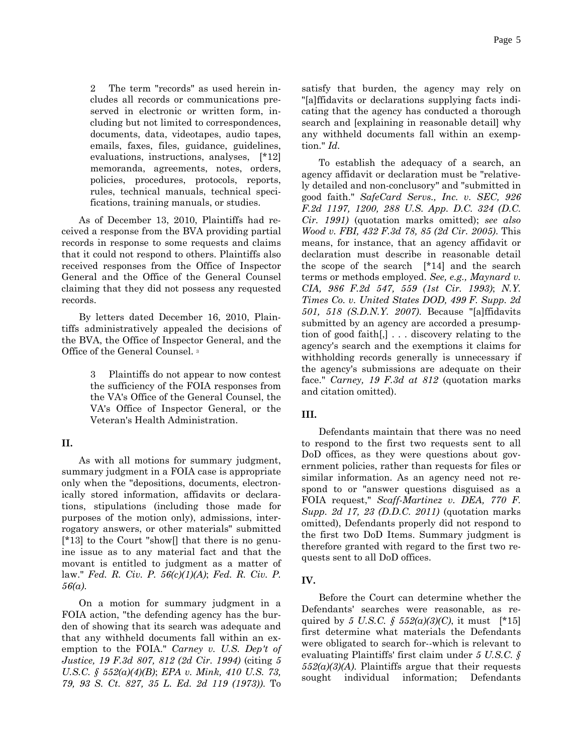2 The term "records" as used herein includes all records or communications preserved in electronic or written form, including but not limited to correspondences, documents, data, videotapes, audio tapes, emails, faxes, files, guidance, guidelines, evaluations, instructions, analyses, [*12] memoranda, agreements, notes, orders, policies, procedures, protocols, reports, rules, technical manuals, technical specifications, training manuals, or studies.

As of December 13, 2010, Plaintiffs had received a response from the BVA providing partial records in response to some requests and claims that it could not respond to others. Plaintiffs also received responses from the Office of Inspector General and the Office of the General Counsel claiming that they did not possess any requested records.

By letters dated December 16, 2010, Plaintiffs administratively appealed the decisions of the BVA, the Office of Inspector General, and the Office of the General Counsel. [3]

3 Plaintiffs do not appear to now contest the sufficiency of the FOIA responses from the VA's Office of the General Counsel, the VA's Office of Inspector General, or the Veteran's Health Administration.

## II.

As with all motions for summary judgment, summary judgment in a FOIA case is appropriate only when the "depositions, documents, electronically stored information, affidavits or declarations, stipulations (including those made for purposes of the motion only), admissions, interrogatory answers, or other materials" submitted [*13] to the Court "show[] that there is no genuine issue as to any material fact and that the movant is entitled to judgment as a matter of law." *Fed. R. Civ. P. 56(c)(1)(A)*; *Fed. R. Civ. P. 56(a)*.

On a motion for summary judgment in a FOIA action, "the defending agency has the burden of showing that its search was adequate and that any withheld documents fall within an exemption to the FOIA." *Carney v. U.S. Dep't of Justice, 19 F.3d 807, 812 (2d Cir. 1994)* (citing *5 U.S.C. § 552(a)(4)(B)*; *EPA v. Mink, 410 U.S. 73, 79, 93 S. Ct. 827, 35 L. Ed. 2d 119 (1973))*. To satisfy that burden, the agency may rely on "[a]ffidavits or declarations supplying facts indicating that the agency has conducted a thorough search and [explaining in reasonable detail] why any withheld documents fall within an exemption." *Id.*

To establish the adequacy of a search, an agency affidavit or declaration must be "relatively detailed and non-conclusory" and "submitted in good faith." *SafeCard Servs., Inc. v. SEC, 926 F.2d 1197, 1200, 288 U.S. App. D.C. 324 (D.C. Cir. 1991)* (quotation marks omitted); *see also Wood v. FBI, 432 F.3d 78, 85 (2d Cir. 2005)*. This means, for instance, that an agency affidavit or declaration must describe in reasonable detail the scope of the search [*14] and the search terms or methods employed. *See, e.g., Maynard v. CIA, 986 F.2d 547, 559 (1st Cir. 1993)*; *N.Y. Times Co. v. United States DOD, 499 F. Supp. 2d 501, 518 (S.D.N.Y. 2007)*. Because "[a]ffidavits submitted by an agency are accorded a presumption of good faith[,] . . . discovery relating to the agency's search and the exemptions it claims for withholding records generally is unnecessary if the agency's submissions are adequate on their face." *Carney, 19 F.3d at 812* (quotation marks and citation omitted).

## III.

Defendants maintain that there was no need to respond to the first two requests sent to all DoD offices, as they were questions about government policies, rather than requests for files or similar information. As an agency need not respond to or "answer questions disguised as a FOIA request," *Scaff-Martinez v. DEA, 770 F. Supp. 2d 17, 23 (D.D.C. 2011)* (quotation marks omitted), Defendants properly did not respond to the first two DoD Items. Summary judgment is therefore granted with regard to the first two requests sent to all DoD offices.

## IV.

Before the Court can determine whether the Defendants' searches were reasonable, as required by *5 U.S.C. § 552(a)(3)(C)*, it must [*15] first determine what materials the Defendants were obligated to search for--which is relevant to evaluating Plaintiffs' first claim under *5 U.S.C. § 552(a)(3)(A)*. Plaintiffs argue that their requests sought individual information; Defendants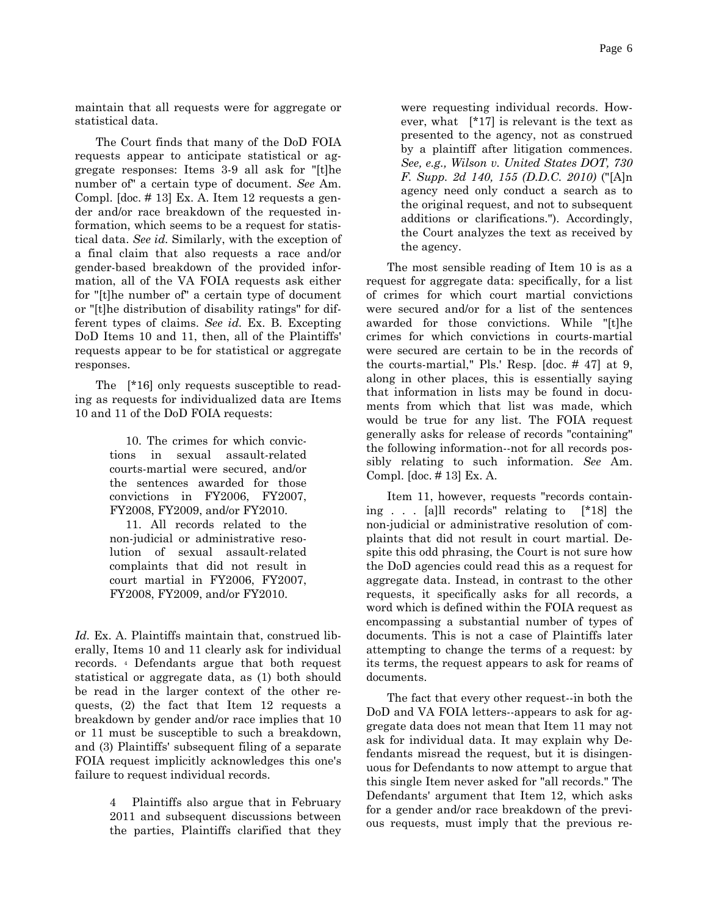maintain that all requests were for aggregate or statistical data.

The Court finds that many of the DoD FOIA requests appear to anticipate statistical or aggregate responses: Items 3-9 all ask for "[t]he number of" a certain type of document. *See* Am. Compl. [doc. # 13] Ex. A. Item 12 requests a gender and/or race breakdown of the requested information, which seems to be a request for statistical data. *See id.* Similarly, with the exception of a final claim that also requests a race and/or gender-based breakdown of the provided information, all of the VA FOIA requests ask either for "[t]he number of" a certain type of document or "[t]he distribution of disability ratings" for different types of claims. *See id.* Ex. B. Excepting DoD Items 10 and 11, then, all of the Plaintiffs' requests appear to be for statistical or aggregate responses.

The [*16] only requests susceptible to reading as requests for individualized data are Items 10 and 11 of the DoD FOIA requests:

> 10. The crimes for which convictions in sexual assault-related courts-martial were secured, and/or the sentences awarded for those convictions in FY2006, FY2007, FY2008, FY2009, and/or FY2010.
>
> 11. All records related to the non-judicial or administrative resolution of sexual assault-related complaints that did not result in court martial in FY2006, FY2007, FY2008, FY2009, and/or FY2010.

*Id.* Ex. A. Plaintiffs maintain that, construed liberally, Items 10 and 11 clearly ask for individual records. [4] Defendants argue that both request statistical or aggregate data, as (1) both should be read in the larger context of the other requests, (2) the fact that Item 12 requests a breakdown by gender and/or race implies that 10 or 11 must be susceptible to such a breakdown, and (3) Plaintiffs' subsequent filing of a separate FOIA request implicitly acknowledges this one's failure to request individual records.

> 4 Plaintiffs also argue that in February 2011 and subsequent discussions between the parties, Plaintiffs clarified that they were requesting individual records. However, what [*17] is relevant is the text as presented to the agency, not as construed by a plaintiff after litigation commences. *See, e.g., Wilson v. United States DOT, 730 F. Supp. 2d 140, 155 (D.D.C. 2010)* ("[A]n agency need only conduct a search as to the original request, and not to subsequent additions or clarifications."). Accordingly, the Court analyzes the text as received by the agency.

The most sensible reading of Item 10 is as a request for aggregate data: specifically, for a list of crimes for which court martial convictions were secured and/or for a list of the sentences awarded for those convictions. While "[t]he crimes for which convictions in courts-martial were secured are certain to be in the records of the courts-martial," Pls.' Resp. [doc. # 47] at 9, along in other places, this is essentially saying that information in lists may be found in documents from which that list was made, which would be true for any list. The FOIA request generally asks for release of records "containing" the following information--not for all records possibly relating to such information. *See* Am. Compl. [doc. # 13] Ex. A.

Item 11, however, requests "records containing . . . [a]ll records" relating to [*18] the non-judicial or administrative resolution of complaints that did not result in court martial. Despite this odd phrasing, the Court is not sure how the DoD agencies could read this as a request for aggregate data. Instead, in contrast to the other requests, it specifically asks for all records, a word which is defined within the FOIA request as encompassing a substantial number of types of documents. This is not a case of Plaintiffs later attempting to change the terms of a request: by its terms, the request appears to ask for reams of documents.

The fact that every other request--in both the DoD and VA FOIA letters--appears to ask for aggregate data does not mean that Item 11 may not ask for individual data. It may explain why Defendants misread the request, but it is disingenuous for Defendants to now attempt to argue that this single Item never asked for "all records." The Defendants' argument that Item 12, which asks for a gender and/or race breakdown of the previous requests, must imply that the previous re-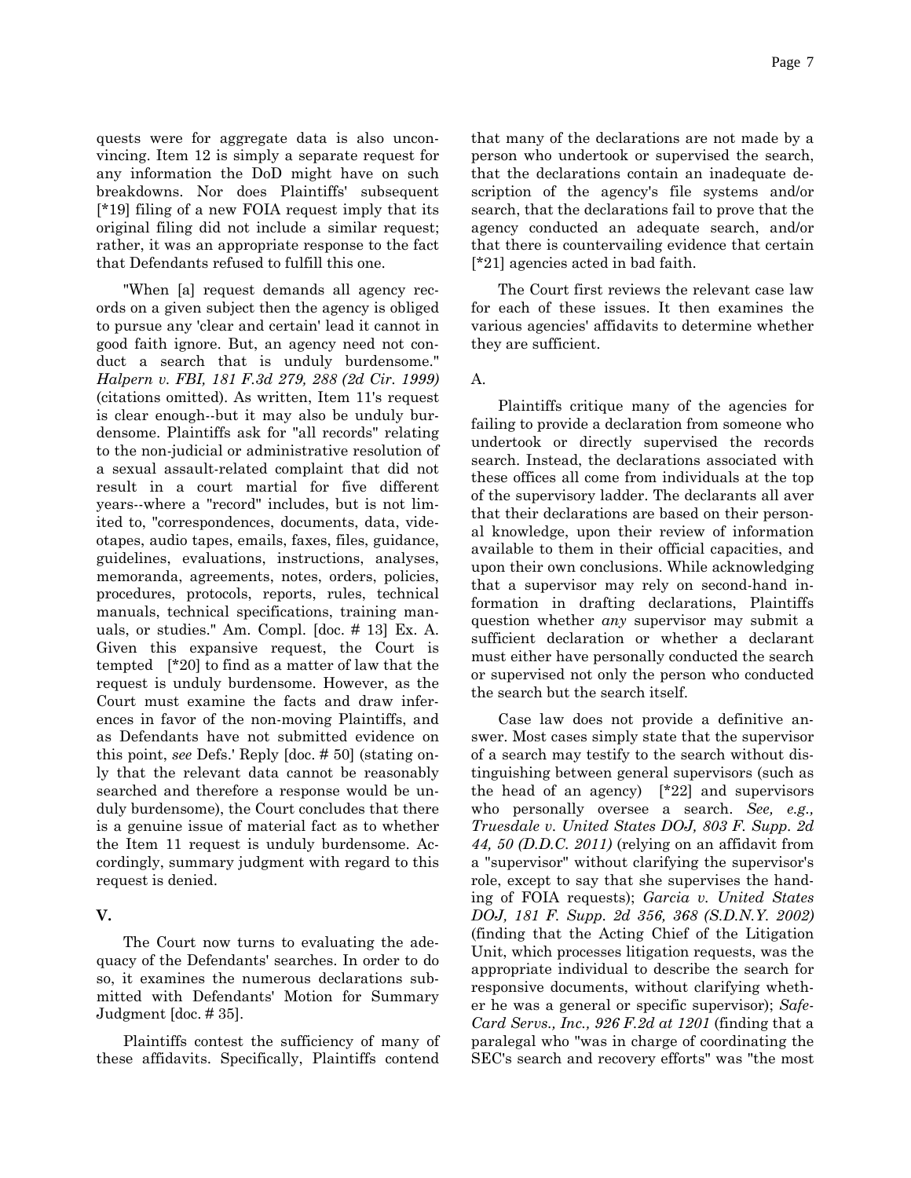quests were for aggregate data is also unconvincing. Item 12 is simply a separate request for any information the DoD might have on such breakdowns. Nor does Plaintiffs' subsequent [*19] filing of a new FOIA request imply that its original filing did not include a similar request; rather, it was an appropriate response to the fact that Defendants refused to fulfill this one.

"When [a] request demands all agency records on a given subject then the agency is obliged to pursue any 'clear and certain' lead it cannot in good faith ignore. But, an agency need not conduct a search that is unduly burdensome." *Halpern v. FBI, 181 F.3d 279, 288 (2d Cir. 1999)* (citations omitted). As written, Item 11's request is clear enough--but it may also be unduly burdensome. Plaintiffs ask for "all records" relating to the non-judicial or administrative resolution of a sexual assault-related complaint that did not result in a court martial for five different years--where a "record" includes, but is not limited to, "correspondences, documents, data, videotapes, audio tapes, emails, faxes, files, guidance, guidelines, evaluations, instructions, analyses, memoranda, agreements, notes, orders, policies, procedures, protocols, reports, rules, technical manuals, technical specifications, training manuals, or studies." Am. Compl. [doc. # 13] Ex. A. Given this expansive request, the Court is tempted [*20] to find as a matter of law that the request is unduly burdensome. However, as the Court must examine the facts and draw inferences in favor of the non-moving Plaintiffs, and as Defendants have not submitted evidence on this point, *see* Defs.' Reply [doc. # 50] (stating only that the relevant data cannot be reasonably searched and therefore a response would be unduly burdensome), the Court concludes that there is a genuine issue of material fact as to whether the Item 11 request is unduly burdensome. Accordingly, summary judgment with regard to this request is denied.

## V.

The Court now turns to evaluating the adequacy of the Defendants' searches. In order to do so, it examines the numerous declarations submitted with Defendants' Motion for Summary Judgment [doc. # 35].

Plaintiffs contest the sufficiency of many of these affidavits. Specifically, Plaintiffs contend that many of the declarations are not made by a person who undertook or supervised the search, that the declarations contain an inadequate description of the agency's file systems and/or search, that the declarations fail to prove that the agency conducted an adequate search, and/or that there is countervailing evidence that certain [*21] agencies acted in bad faith.

The Court first reviews the relevant case law for each of these issues. It then examines the various agencies' affidavits to determine whether they are sufficient.

### A.

Plaintiffs critique many of the agencies for failing to provide a declaration from someone who undertook or directly supervised the records search. Instead, the declarations associated with these offices all come from individuals at the top of the supervisory ladder. The declarants all aver that their declarations are based on their personal knowledge, upon their review of information available to them in their official capacities, and upon their own conclusions. While acknowledging that a supervisor may rely on second-hand information in drafting declarations, Plaintiffs question whether *any* supervisor may submit a sufficient declaration or whether a declarant must either have personally conducted the search or supervised not only the person who conducted the search but the search itself.

Case law does not provide a definitive answer. Most cases simply state that the supervisor of a search may testify to the search without distinguishing between general supervisors (such as the head of an agency) [*22] and supervisors who personally oversee a search. *See, e.g., Truesdale v. United States DOJ, 803 F. Supp. 2d 44, 50 (D.D.C. 2011)* (relying on an affidavit from a "supervisor" without clarifying the supervisor's role, except to say that she supervises the handing of FOIA requests); *Garcia v. United States DOJ, 181 F. Supp. 2d 356, 368 (S.D.N.Y. 2002)* (finding that the Acting Chief of the Litigation Unit, which processes litigation requests, was the appropriate individual to describe the search for responsive documents, without clarifying whether he was a general or specific supervisor); *SafeCard Servs., Inc., 926 F.2d at 1201* (finding that a paralegal who "was in charge of coordinating the SEC's search and recovery efforts" was "the most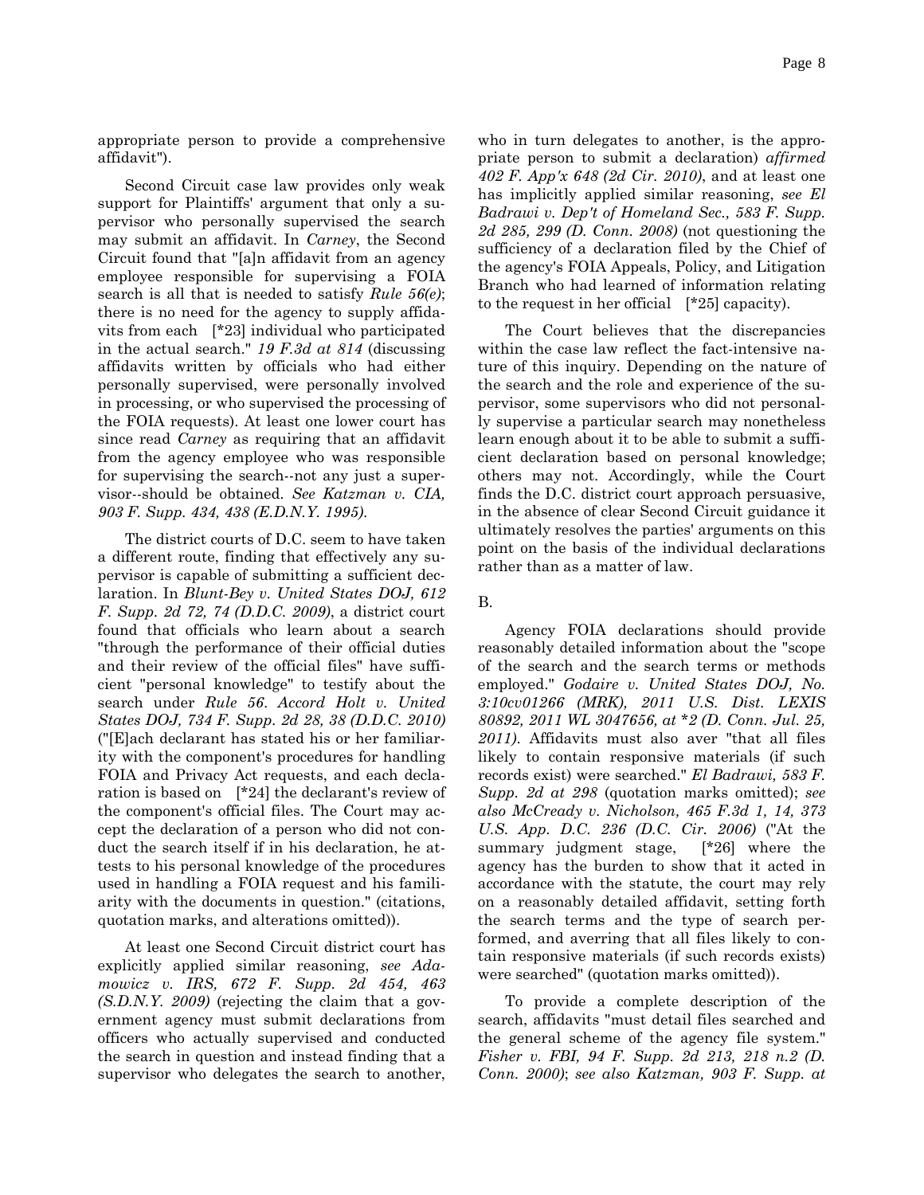appropriate person to provide a comprehensive affidavit").

Second Circuit case law provides only weak support for Plaintiffs' argument that only a supervisor who personally supervised the search may submit an affidavit. In *Carney*, the Second Circuit found that "[a]n affidavit from an agency employee responsible for supervising a FOIA search is all that is needed to satisfy *Rule 56(e)*; there is no need for the agency to supply affidavits from each [*23] individual who participated in the actual search." *19 F.3d at 814* (discussing affidavits written by officials who had either personally supervised, were personally involved in processing, or who supervised the processing of the FOIA requests). At least one lower court has since read *Carney* as requiring that an affidavit from the agency employee who was responsible for supervising the search--not any just a supervisor--should be obtained. *See Katzman v. CIA, 903 F. Supp. 434, 438 (E.D.N.Y. 1995)*.

The district courts of D.C. seem to have taken a different route, finding that effectively any supervisor is capable of submitting a sufficient declaration. In *Blunt-Bey v. United States DOJ, 612 F. Supp. 2d 72, 74 (D.D.C. 2009)*, a district court found that officials who learn about a search "through the performance of their official duties and their review of the official files" have sufficient "personal knowledge" to testify about the search under *Rule 56*. *Accord Holt v. United States DOJ, 734 F. Supp. 2d 28, 38 (D.D.C. 2010)* ("[E]ach declarant has stated his or her familiarity with the component's procedures for handling FOIA and Privacy Act requests, and each declaration is based on [*24] the declarant's review of the component's official files. The Court may accept the declaration of a person who did not conduct the search itself if in his declaration, he attests to his personal knowledge of the procedures used in handling a FOIA request and his familiarity with the documents in question." (citations, quotation marks, and alterations omitted)).

At least one Second Circuit district court has explicitly applied similar reasoning, *see Adamowicz v. IRS, 672 F. Supp. 2d 454, 463 (S.D.N.Y. 2009)* (rejecting the claim that a government agency must submit declarations from officers who actually supervised and conducted the search in question and instead finding that a supervisor who delegates the search to another, who in turn delegates to another, is the appropriate person to submit a declaration) *affirmed 402 F. App'x 648 (2d Cir. 2010)*, and at least one has implicitly applied similar reasoning, *see El Badrawi v. Dep't of Homeland Sec., 583 F. Supp. 2d 285, 299 (D. Conn. 2008)* (not questioning the sufficiency of a declaration filed by the Chief of the agency's FOIA Appeals, Policy, and Litigation Branch who had learned of information relating to the request in her official [*25] capacity).

The Court believes that the discrepancies within the case law reflect the fact-intensive nature of this inquiry. Depending on the nature of the search and the role and experience of the supervisor, some supervisors who did not personally supervise a particular search may nonetheless learn enough about it to be able to submit a sufficient declaration based on personal knowledge; others may not. Accordingly, while the Court finds the D.C. district court approach persuasive, in the absence of clear Second Circuit guidance it ultimately resolves the parties' arguments on this point on the basis of the individual declarations rather than as a matter of law.

B.

Agency FOIA declarations should provide reasonably detailed information about the "scope of the search and the search terms or methods employed." *Godaire v. United States DOJ, No. 3:10cv01266 (MRK), 2011 U.S. Dist. LEXIS 80892, 2011 WL 3047656, at \*2 (D. Conn. Jul. 25, 2011)*. Affidavits must also aver "that all files likely to contain responsive materials (if such records exist) were searched." *El Badrawi, 583 F. Supp. 2d at 298* (quotation marks omitted); *see also McCready v. Nicholson, 465 F.3d 1, 14, 373 U.S. App. D.C. 236 (D.C. Cir. 2006)* ("At the summary judgment stage, [*26] where the agency has the burden to show that it acted in accordance with the statute, the court may rely on a reasonably detailed affidavit, setting forth the search terms and the type of search performed, and averring that all files likely to contain responsive materials (if such records exists) were searched" (quotation marks omitted)).

To provide a complete description of the search, affidavits "must detail files searched and the general scheme of the agency file system." *Fisher v. FBI, 94 F. Supp. 2d 213, 218 n.2 (D. Conn. 2000)*; *see also Katzman, 903 F. Supp. at*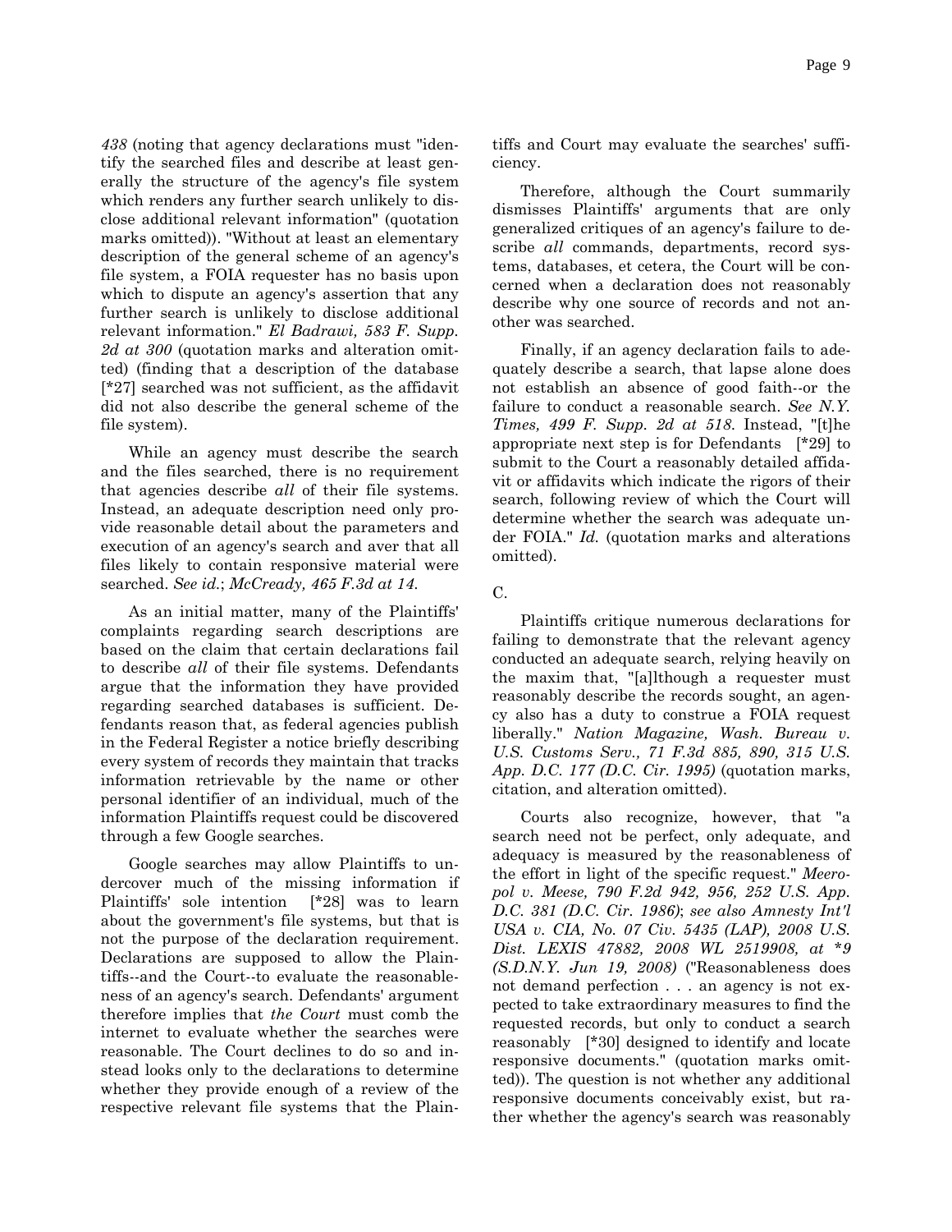*438* (noting that agency declarations must "identify the searched files and describe at least generally the structure of the agency's file system which renders any further search unlikely to disclose additional relevant information" (quotation marks omitted)). "Without at least an elementary description of the general scheme of an agency's file system, a FOIA requester has no basis upon which to dispute an agency's assertion that any further search is unlikely to disclose additional relevant information." *El Badrawi, 583 F. Supp. 2d at 300* (quotation marks and alteration omitted) (finding that a description of the database [*27] searched was not sufficient, as the affidavit did not also describe the general scheme of the file system).

While an agency must describe the search and the files searched, there is no requirement that agencies describe *all* of their file systems. Instead, an adequate description need only provide reasonable detail about the parameters and execution of an agency's search and aver that all files likely to contain responsive material were searched. *See id.*; *McCready, 465 F.3d at 14.*

As an initial matter, many of the Plaintiffs' complaints regarding search descriptions are based on the claim that certain declarations fail to describe *all* of their file systems. Defendants argue that the information they have provided regarding searched databases is sufficient. Defendants reason that, as federal agencies publish in the Federal Register a notice briefly describing every system of records they maintain that tracks information retrievable by the name or other personal identifier of an individual, much of the information Plaintiffs request could be discovered through a few Google searches.

Google searches may allow Plaintiffs to undercover much of the missing information if Plaintiffs' sole intention [*28] was to learn about the government's file systems, but that is not the purpose of the declaration requirement. Declarations are supposed to allow the Plaintiffs--and the Court--to evaluate the reasonableness of an agency's search. Defendants' argument therefore implies that *the Court* must comb the internet to evaluate whether the searches were reasonable. The Court declines to do so and instead looks only to the declarations to determine whether they provide enough of a review of the respective relevant file systems that the Plaintiffs and Court may evaluate the searches' sufficiency.

Therefore, although the Court summarily dismisses Plaintiffs' arguments that are only generalized critiques of an agency's failure to describe *all* commands, departments, record systems, databases, et cetera, the Court will be concerned when a declaration does not reasonably describe why one source of records and not another was searched.

Finally, if an agency declaration fails to adequately describe a search, that lapse alone does not establish an absence of good faith--or the failure to conduct a reasonable search. *See N.Y. Times, 499 F. Supp. 2d at 518.* Instead, "[t]he appropriate next step is for Defendants [*29] to submit to the Court a reasonably detailed affidavit or affidavits which indicate the rigors of their search, following review of which the Court will determine whether the search was adequate under FOIA." *Id.* (quotation marks and alterations omitted).

C.

Plaintiffs critique numerous declarations for failing to demonstrate that the relevant agency conducted an adequate search, relying heavily on the maxim that, "[a]lthough a requester must reasonably describe the records sought, an agency also has a duty to construe a FOIA request liberally." *Nation Magazine, Wash. Bureau v. U.S. Customs Serv., 71 F.3d 885, 890, 315 U.S. App. D.C. 177 (D.C. Cir. 1995)* (quotation marks, citation, and alteration omitted).

Courts also recognize, however, that "a search need not be perfect, only adequate, and adequacy is measured by the reasonableness of the effort in light of the specific request." *Meeropol v. Meese, 790 F.2d 942, 956, 252 U.S. App. D.C. 381 (D.C. Cir. 1986)*; *see also Amnesty Int'l USA v. CIA, No. 07 Civ. 5435 (LAP), 2008 U.S. Dist. LEXIS 47882, 2008 WL 2519908, at *9 (S.D.N.Y. Jun 19, 2008)* ("Reasonableness does not demand perfection . . . an agency is not expected to take extraordinary measures to find the requested records, but only to conduct a search reasonably [*30] designed to identify and locate responsive documents." (quotation marks omitted)). The question is not whether any additional responsive documents conceivably exist, but rather whether the agency's search was reasonably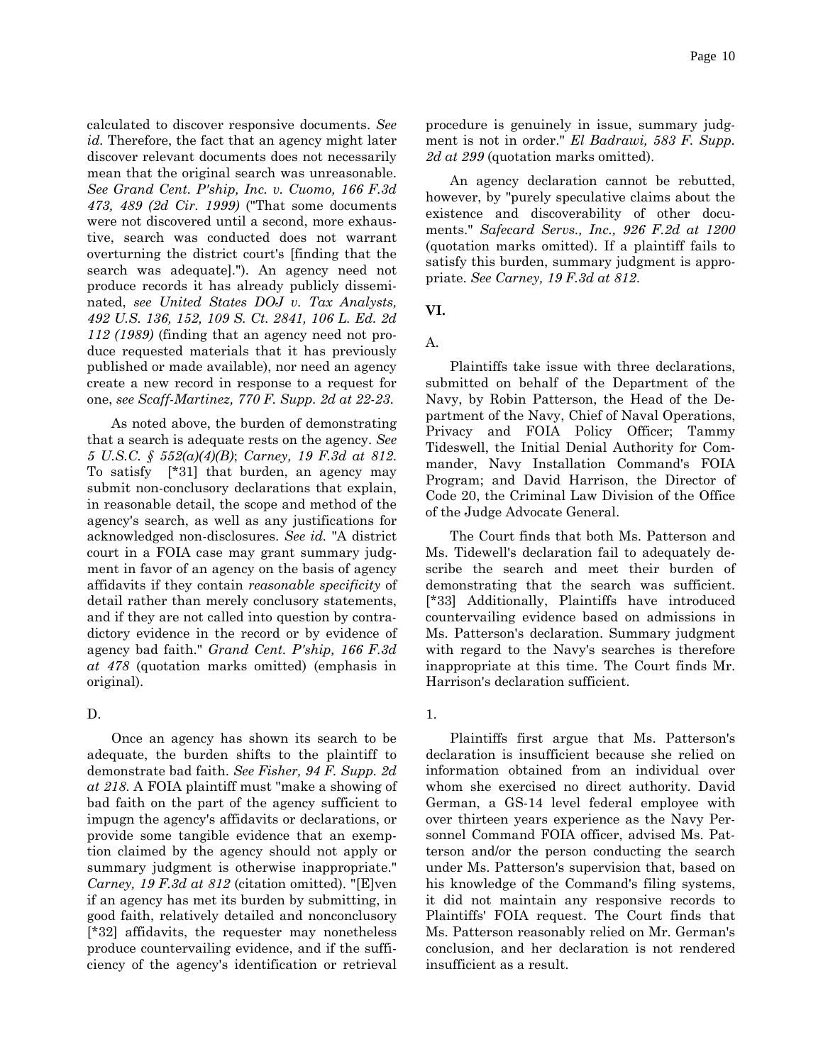calculated to discover responsive documents. *See id.* Therefore, the fact that an agency might later discover relevant documents does not necessarily mean that the original search was unreasonable. *See Grand Cent. P'ship, Inc. v. Cuomo, 166 F.3d 473, 489 (2d Cir. 1999)* ("That some documents were not discovered until a second, more exhaustive, search was conducted does not warrant overturning the district court's [finding that the search was adequate]."). An agency need not produce records it has already publicly disseminated, *see United States DOJ v. Tax Analysts, 492 U.S. 136, 152, 109 S. Ct. 2841, 106 L. Ed. 2d 112 (1989)* (finding that an agency need not produce requested materials that it has previously published or made available), nor need an agency create a new record in response to a request for one, *see Scaff-Martinez, 770 F. Supp. 2d at 22-23.*

As noted above, the burden of demonstrating that a search is adequate rests on the agency. *See 5 U.S.C. § 552(a)(4)(B)*; *Carney, 19 F.3d at 812.* To satisfy [*31] that burden, an agency may submit non-conclusory declarations that explain, in reasonable detail, the scope and method of the agency's search, as well as any justifications for acknowledged non-disclosures. *See id.* "A district court in a FOIA case may grant summary judgment in favor of an agency on the basis of agency affidavits if they contain *reasonable specificity* of detail rather than merely conclusory statements, and if they are not called into question by contradictory evidence in the record or by evidence of agency bad faith." *Grand Cent. P'ship, 166 F.3d at 478* (quotation marks omitted) (emphasis in original).

D.

Once an agency has shown its search to be adequate, the burden shifts to the plaintiff to demonstrate bad faith. *See Fisher, 94 F. Supp. 2d at 218.* A FOIA plaintiff must "make a showing of bad faith on the part of the agency sufficient to impugn the agency's affidavits or declarations, or provide some tangible evidence that an exemption claimed by the agency should not apply or summary judgment is otherwise inappropriate." *Carney, 19 F.3d at 812* (citation omitted). "[E]ven if an agency has met its burden by submitting, in good faith, relatively detailed and nonconclusory [*32] affidavits, the requester may nonetheless produce countervailing evidence, and if the sufficiency of the agency's identification or retrieval procedure is genuinely in issue, summary judgment is not in order." *El Badrawi, 583 F. Supp. 2d at 299* (quotation marks omitted).

An agency declaration cannot be rebutted, however, by "purely speculative claims about the existence and discoverability of other documents." *Safecard Servs., Inc., 926 F.2d at 1200* (quotation marks omitted). If a plaintiff fails to satisfy this burden, summary judgment is appropriate. *See Carney, 19 F.3d at 812.*

## VI.

A.

Plaintiffs take issue with three declarations, submitted on behalf of the Department of the Navy, by Robin Patterson, the Head of the Department of the Navy, Chief of Naval Operations, Privacy and FOIA Policy Officer; Tammy Tideswell, the Initial Denial Authority for Commander, Navy Installation Command's FOIA Program; and David Harrison, the Director of Code 20, the Criminal Law Division of the Office of the Judge Advocate General.

The Court finds that both Ms. Patterson and Ms. Tidewell's declaration fail to adequately describe the search and meet their burden of demonstrating that the search was sufficient. [*33] Additionally, Plaintiffs have introduced countervailing evidence based on admissions in Ms. Patterson's declaration. Summary judgment with regard to the Navy's searches is therefore inappropriate at this time. The Court finds Mr. Harrison's declaration sufficient.

1.

Plaintiffs first argue that Ms. Patterson's declaration is insufficient because she relied on information obtained from an individual over whom she exercised no direct authority. David German, a GS-14 level federal employee with over thirteen years experience as the Navy Personnel Command FOIA officer, advised Ms. Patterson and/or the person conducting the search under Ms. Patterson's supervision that, based on his knowledge of the Command's filing systems, it did not maintain any responsive records to Plaintiffs' FOIA request. The Court finds that Ms. Patterson reasonably relied on Mr. German's conclusion, and her declaration is not rendered insufficient as a result.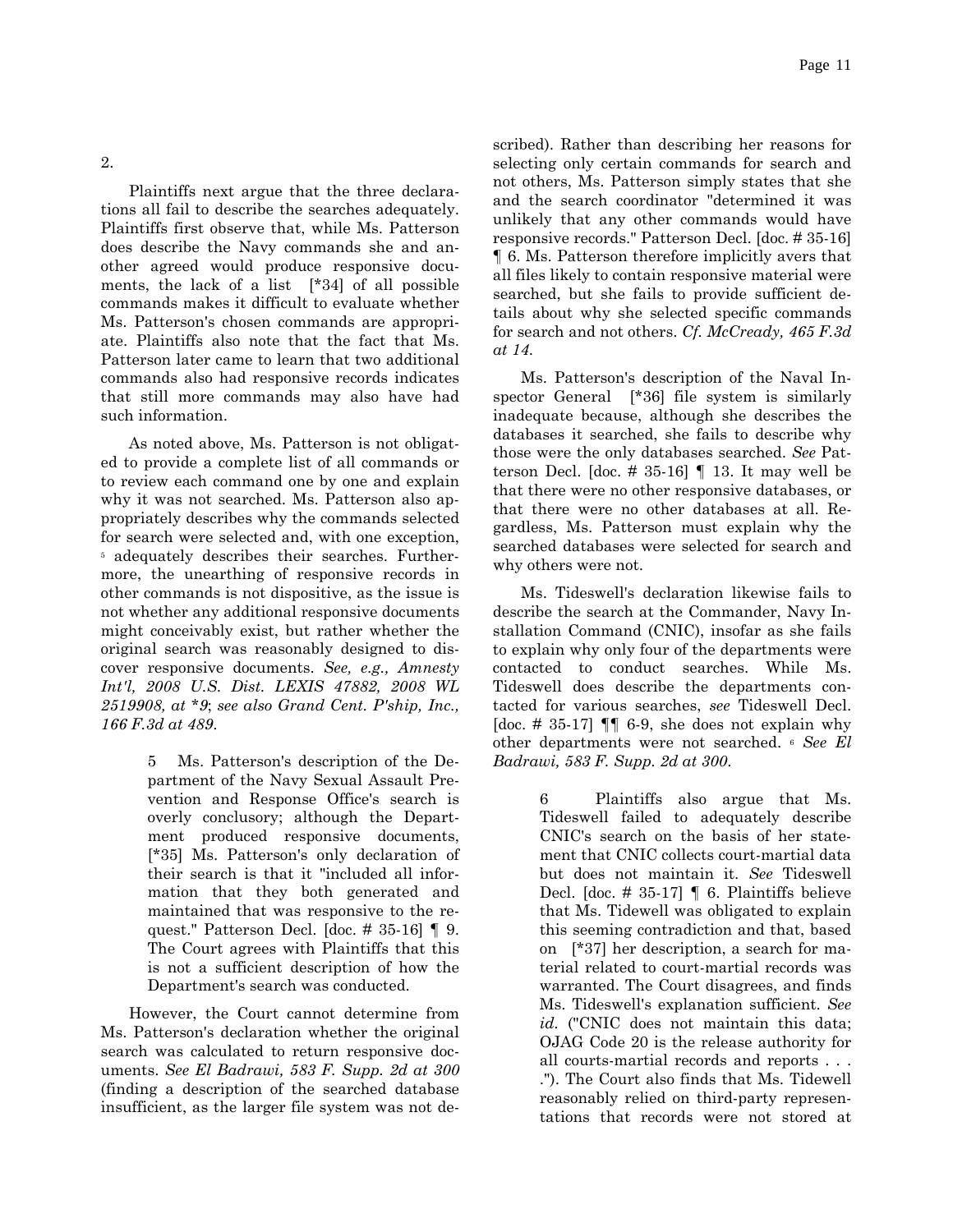2.

Plaintiffs next argue that the three declarations all fail to describe the searches adequately. Plaintiffs first observe that, while Ms. Patterson does describe the Navy commands she and another agreed would produce responsive documents, the lack of a list [*34] of all possible commands makes it difficult to evaluate whether Ms. Patterson's chosen commands are appropriate. Plaintiffs also note that the fact that Ms. Patterson later came to learn that two additional commands also had responsive records indicates that still more commands may also have had such information.

As noted above, Ms. Patterson is not obligated to provide a complete list of all commands or to review each command one by one and explain why it was not searched. Ms. Patterson also appropriately describes why the commands selected for search were selected and, with one exception, [5] adequately describes their searches. Furthermore, the unearthing of responsive records in other commands is not dispositive, as the issue is not whether any additional responsive documents might conceivably exist, but rather whether the original search was reasonably designed to discover responsive documents. *See, e.g., Amnesty Int'l, 2008 U.S. Dist. LEXIS 47882, 2008 WL 2519908, at *9*; *see also Grand Cent. P'ship, Inc., 166 F.3d at 489*.

> 5 Ms. Patterson's description of the Department of the Navy Sexual Assault Prevention and Response Office's search is overly conclusory; although the Department produced responsive documents, [*35] Ms. Patterson's only declaration of their search is that it "included all information that they both generated and maintained that was responsive to the request." Patterson Decl. [doc. # 35-16] ¶ 9. The Court agrees with Plaintiffs that this is not a sufficient description of how the Department's search was conducted.

However, the Court cannot determine from Ms. Patterson's declaration whether the original search was calculated to return responsive documents. *See El Badrawi, 583 F. Supp. 2d at 300* (finding a description of the searched database insufficient, as the larger file system was not described). Rather than describing her reasons for selecting only certain commands for search and not others, Ms. Patterson simply states that she and the search coordinator "determined it was unlikely that any other commands would have responsive records." Patterson Decl. [doc. # 35-16] ¶ 6. Ms. Patterson therefore implicitly avers that all files likely to contain responsive material were searched, but she fails to provide sufficient details about why she selected specific commands for search and not others. *Cf. McCready, 465 F.3d at 14*.

Ms. Patterson's description of the Naval Inspector General [*36] file system is similarly inadequate because, although she describes the databases it searched, she fails to describe why those were the only databases searched. *See* Patterson Decl. [doc. # 35-16] ¶ 13. It may well be that there were no other responsive databases, or that there were no other databases at all. Regardless, Ms. Patterson must explain why the searched databases were selected for search and why others were not.

Ms. Tideswell's declaration likewise fails to describe the search at the Commander, Navy Installation Command (CNIC), insofar as she fails to explain why only four of the departments were contacted to conduct searches. While Ms. Tideswell does describe the departments contacted for various searches, *see* Tideswell Decl. [doc. # 35-17] ¶¶ 6-9, she does not explain why other departments were not searched. [6] *See El Badrawi, 583 F. Supp. 2d at 300*.

> 6 Plaintiffs also argue that Ms. Tideswell failed to adequately describe CNIC's search on the basis of her statement that CNIC collects court-martial data but does not maintain it. *See* Tideswell Decl. [doc. # 35-17] ¶ 6. Plaintiffs believe that Ms. Tidewell was obligated to explain this seeming contradiction and that, based on [*37] her description, a search for material related to court-martial records was warranted. The Court disagrees, and finds Ms. Tideswell's explanation sufficient. *See id.* ("CNIC does not maintain this data; OJAG Code 20 is the release authority for all courts-martial records and reports . . . ."). The Court also finds that Ms. Tidewell reasonably relied on third-party representations that records were not stored at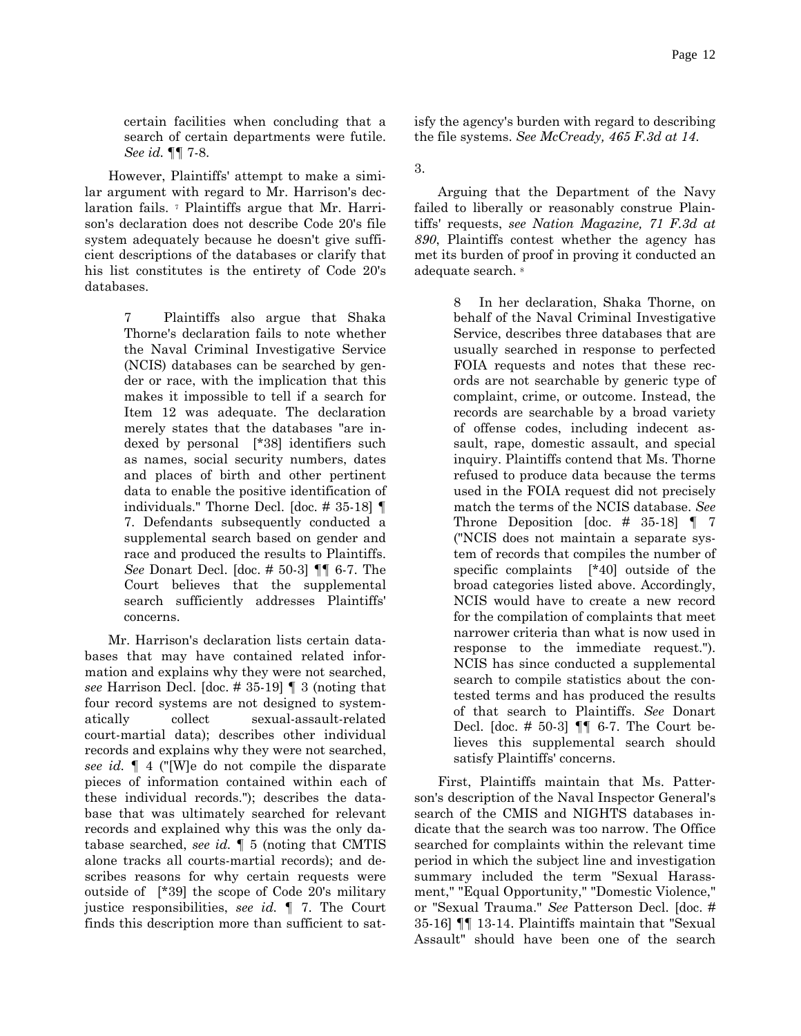certain facilities when concluding that a search of certain departments were futile. *See id.* ¶¶ 7-8.

However, Plaintiffs' attempt to make a similar argument with regard to Mr. Harrison's declaration fails. [7] Plaintiffs argue that Mr. Harrison's declaration does not describe Code 20's file system adequately because he doesn't give sufficient descriptions of the databases or clarify that his list constitutes is the entirety of Code 20's databases.

> 7 Plaintiffs also argue that Shaka Thorne's declaration fails to note whether the Naval Criminal Investigative Service (NCIS) databases can be searched by gender or race, with the implication that this makes it impossible to tell if a search for Item 12 was adequate. The declaration merely states that the databases "are indexed by personal [*38] identifiers such as names, social security numbers, dates and places of birth and other pertinent data to enable the positive identification of individuals." Thorne Decl. [doc. # 35-18] ¶ 7. Defendants subsequently conducted a supplemental search based on gender and race and produced the results to Plaintiffs. *See* Donart Decl. [doc. # 50-3] ¶¶ 6-7. The Court believes that the supplemental search sufficiently addresses Plaintiffs' concerns.

Mr. Harrison's declaration lists certain databases that may have contained related information and explains why they were not searched, *see* Harrison Decl. [doc. # 35-19] ¶ 3 (noting that four record systems are not designed to systematically collect sexual-assault-related court-martial data); describes other individual records and explains why they were not searched, *see id.* ¶ 4 ("[W]e do not compile the disparate pieces of information contained within each of these individual records."); describes the database that was ultimately searched for relevant records and explained why this was the only database searched, *see id.* ¶ 5 (noting that CMTIS alone tracks all courts-martial records); and describes reasons for why certain requests were outside of [*39] the scope of Code 20's military justice responsibilities, *see id.* ¶ 7. The Court finds this description more than sufficient to satisfy the agency's burden with regard to describing the file systems. *See McCready, 465 F.3d at 14.*

3.

Arguing that the Department of the Navy failed to liberally or reasonably construe Plaintiffs' requests, *see Nation Magazine, 71 F.3d at 890*, Plaintiffs contest whether the agency has met its burden of proof in proving it conducted an adequate search. [8]

> 8 In her declaration, Shaka Thorne, on behalf of the Naval Criminal Investigative Service, describes three databases that are usually searched in response to perfected FOIA requests and notes that these records are not searchable by generic type of complaint, crime, or outcome. Instead, the records are searchable by a broad variety of offense codes, including indecent assault, rape, domestic assault, and special inquiry. Plaintiffs contend that Ms. Thorne refused to produce data because the terms used in the FOIA request did not precisely match the terms of the NCIS database. *See* Throne Deposition [doc. # 35-18] ¶ 7 ("NCIS does not maintain a separate system of records that compiles the number of specific complaints [*40] outside of the broad categories listed above. Accordingly, NCIS would have to create a new record for the compilation of complaints that meet narrower criteria than what is now used in response to the immediate request."). NCIS has since conducted a supplemental search to compile statistics about the contested terms and has produced the results of that search to Plaintiffs. *See* Donart Decl. [doc. # 50-3] ¶¶ 6-7. The Court believes this supplemental search should satisfy Plaintiffs' concerns.

First, Plaintiffs maintain that Ms. Patterson's description of the Naval Inspector General's search of the CMIS and NIGHTS databases indicate that the search was too narrow. The Office searched for complaints within the relevant time period in which the subject line and investigation summary included the term "Sexual Harassment," "Equal Opportunity," "Domestic Violence," or "Sexual Trauma." *See* Patterson Decl. [doc. # 35-16] ¶¶ 13-14. Plaintiffs maintain that "Sexual Assault" should have been one of the search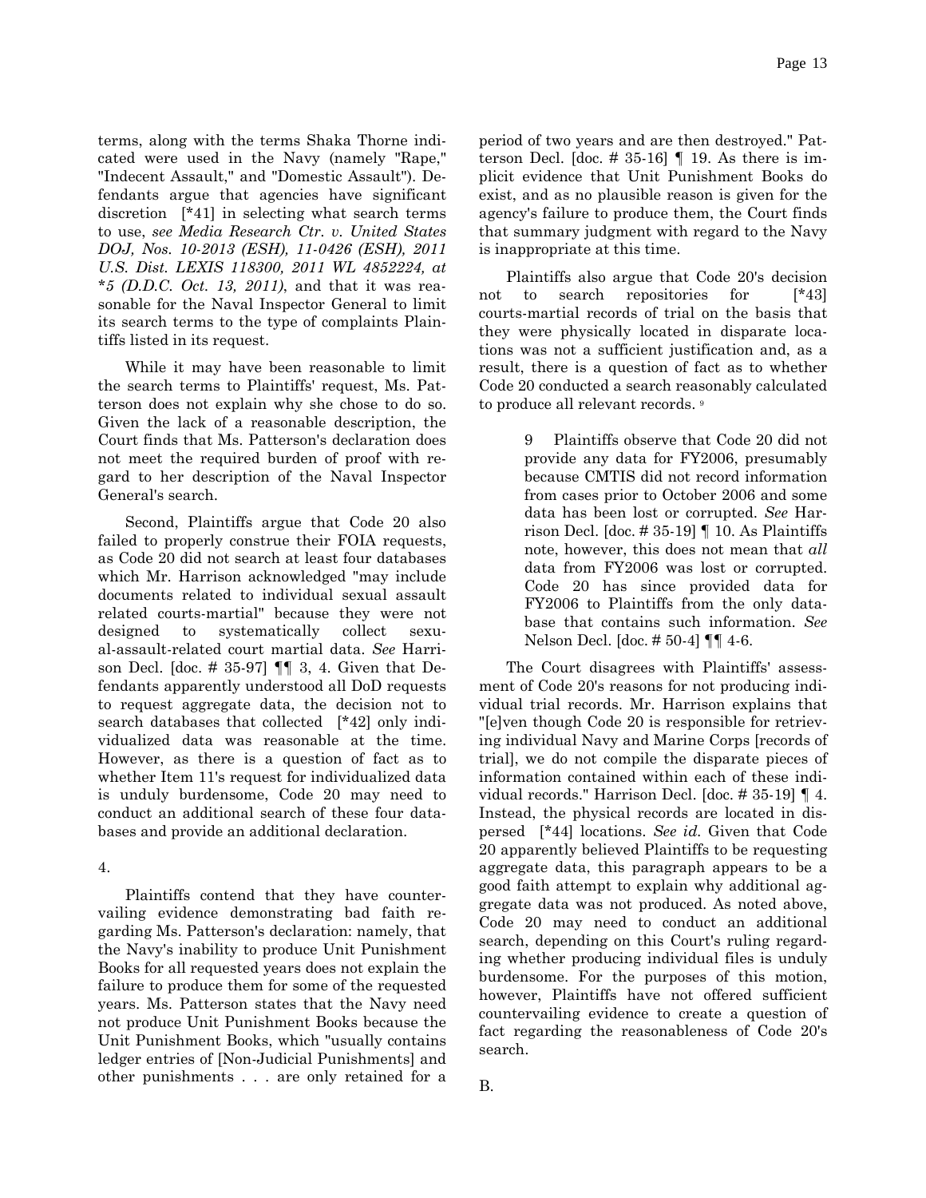terms, along with the terms Shaka Thorne indicated were used in the Navy (namely "Rape," "Indecent Assault," and "Domestic Assault"). Defendants argue that agencies have significant discretion [*41] in selecting what search terms to use, *see Media Research Ctr. v. United States DOJ, Nos. 10-2013 (ESH), 11-0426 (ESH), 2011 U.S. Dist. LEXIS 118300, 2011 WL 4852224, at *5 (D.D.C. Oct. 13, 2011)*, and that it was reasonable for the Naval Inspector General to limit its search terms to the type of complaints Plaintiffs listed in its request.

While it may have been reasonable to limit the search terms to Plaintiffs' request, Ms. Patterson does not explain why she chose to do so. Given the lack of a reasonable description, the Court finds that Ms. Patterson's declaration does not meet the required burden of proof with regard to her description of the Naval Inspector General's search.

Second, Plaintiffs argue that Code 20 also failed to properly construe their FOIA requests, as Code 20 did not search at least four databases which Mr. Harrison acknowledged "may include documents related to individual sexual assault related courts-martial" because they were not designed to systematically collect sexual-assault-related court martial data. *See* Harrison Decl. [doc. # 35-97] ¶¶ 3, 4. Given that Defendants apparently understood all DoD requests to request aggregate data, the decision not to search databases that collected [*42] only individualized data was reasonable at the time. However, as there is a question of fact as to whether Item 11's request for individualized data is unduly burdensome, Code 20 may need to conduct an additional search of these four databases and provide an additional declaration.

4.

Plaintiffs contend that they have countervailing evidence demonstrating bad faith regarding Ms. Patterson's declaration: namely, that the Navy's inability to produce Unit Punishment Books for all requested years does not explain the failure to produce them for some of the requested years. Ms. Patterson states that the Navy need not produce Unit Punishment Books because the Unit Punishment Books, which "usually contains ledger entries of [Non-Judicial Punishments] and other punishments . . . are only retained for a period of two years and are then destroyed." Patterson Decl. [doc. # 35-16] ¶ 19. As there is implicit evidence that Unit Punishment Books do exist, and as no plausible reason is given for the agency's failure to produce them, the Court finds that summary judgment with regard to the Navy is inappropriate at this time.

Plaintiffs also argue that Code 20's decision not to search repositories for [*43] courts-martial records of trial on the basis that they were physically located in disparate locations was not a sufficient justification and, as a result, there is a question of fact as to whether Code 20 conducted a search reasonably calculated to produce all relevant records. [9]

> 9 Plaintiffs observe that Code 20 did not provide any data for FY2006, presumably because CMTIS did not record information from cases prior to October 2006 and some data has been lost or corrupted. *See* Harrison Decl. [doc. # 35-19] ¶ 10. As Plaintiffs note, however, this does not mean that *all* data from FY2006 was lost or corrupted. Code 20 has since provided data for FY2006 to Plaintiffs from the only database that contains such information. *See* Nelson Decl. [doc. # 50-4] ¶¶ 4-6.

The Court disagrees with Plaintiffs' assessment of Code 20's reasons for not producing individual trial records. Mr. Harrison explains that "[e]ven though Code 20 is responsible for retrieving individual Navy and Marine Corps [records of trial], we do not compile the disparate pieces of information contained within each of these individual records." Harrison Decl. [doc. # 35-19] ¶ 4. Instead, the physical records are located in dispersed [*44] locations. *See id.* Given that Code 20 apparently believed Plaintiffs to be requesting aggregate data, this paragraph appears to be a good faith attempt to explain why additional aggregate data was not produced. As noted above, Code 20 may need to conduct an additional search, depending on this Court's ruling regarding whether producing individual files is unduly burdensome. For the purposes of this motion, however, Plaintiffs have not offered sufficient countervailing evidence to create a question of fact regarding the reasonableness of Code 20's search.

B.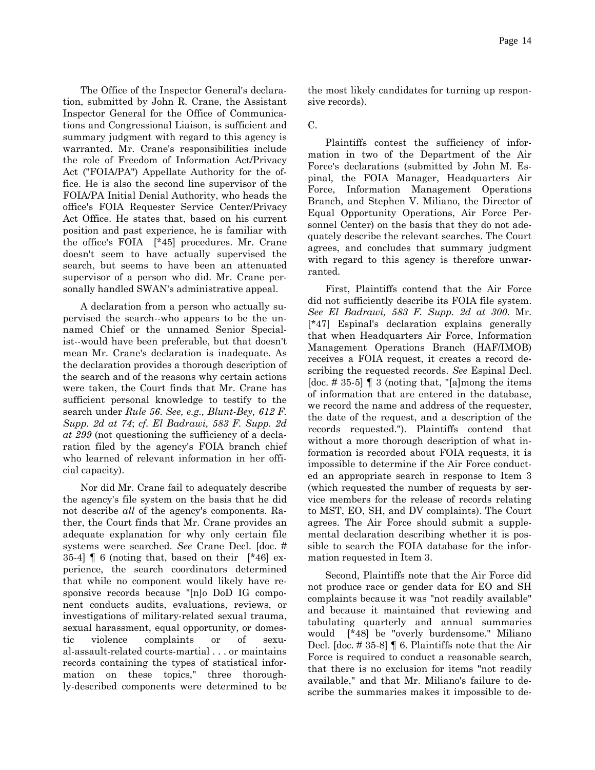The Office of the Inspector General's declaration, submitted by John R. Crane, the Assistant Inspector General for the Office of Communications and Congressional Liaison, is sufficient and summary judgment with regard to this agency is warranted. Mr. Crane's responsibilities include the role of Freedom of Information Act/Privacy Act ("FOIA/PA") Appellate Authority for the office. He is also the second line supervisor of the FOIA/PA Initial Denial Authority, who heads the office's FOIA Requester Service Center/Privacy Act Office. He states that, based on his current position and past experience, he is familiar with the office's FOIA [*45] procedures. Mr. Crane doesn't seem to have actually supervised the search, but seems to have been an attenuated supervisor of a person who did. Mr. Crane personally handled SWAN's administrative appeal.

A declaration from a person who actually supervised the search--who appears to be the unnamed Chief or the unnamed Senior Specialist--would have been preferable, but that doesn't mean Mr. Crane's declaration is inadequate. As the declaration provides a thorough description of the search and of the reasons why certain actions were taken, the Court finds that Mr. Crane has sufficient personal knowledge to testify to the search under *Rule 56*. *See, e.g., Blunt-Bey, 612 F. Supp. 2d at 74*; *cf. El Badrawi, 583 F. Supp. 2d at 299* (not questioning the sufficiency of a declaration filed by the agency's FOIA branch chief who learned of relevant information in her official capacity).

Nor did Mr. Crane fail to adequately describe the agency's file system on the basis that he did not describe *all* of the agency's components. Rather, the Court finds that Mr. Crane provides an adequate explanation for why only certain file systems were searched. *See* Crane Decl. [doc. # 35-4] ¶ 6 (noting that, based on their [*46] experience, the search coordinators determined that while no component would likely have responsive records because "[n]o DoD IG component conducts audits, evaluations, reviews, or investigations of military-related sexual trauma, sexual harassment, equal opportunity, or domestic violence complaints or of sexual-assault-related courts-martial . . . or maintains records containing the types of statistical information on these topics," three thoroughly-described components were determined to be the most likely candidates for turning up responsive records).

C.

Plaintiffs contest the sufficiency of information in two of the Department of the Air Force's declarations (submitted by John M. Espinal, the FOIA Manager, Headquarters Air Force, Information Management Operations Branch, and Stephen V. Miliano, the Director of Equal Opportunity Operations, Air Force Personnel Center) on the basis that they do not adequately describe the relevant searches. The Court agrees, and concludes that summary judgment with regard to this agency is therefore unwarranted.

First, Plaintiffs contend that the Air Force did not sufficiently describe its FOIA file system. *See El Badrawi, 583 F. Supp. 2d at 300*. Mr. [*47] Espinal's declaration explains generally that when Headquarters Air Force, Information Management Operations Branch (HAF/IMOB) receives a FOIA request, it creates a record describing the requested records. *See* Espinal Decl. [doc. # 35-5] ¶ 3 (noting that, "[a]mong the items of information that are entered in the database, we record the name and address of the requester, the date of the request, and a description of the records requested."). Plaintiffs contend that without a more thorough description of what information is recorded about FOIA requests, it is impossible to determine if the Air Force conducted an appropriate search in response to Item 3 (which requested the number of requests by service members for the release of records relating to MST, EO, SH, and DV complaints). The Court agrees. The Air Force should submit a supplemental declaration describing whether it is possible to search the FOIA database for the information requested in Item 3.

Second, Plaintiffs note that the Air Force did not produce race or gender data for EO and SH complaints because it was "not readily available" and because it maintained that reviewing and tabulating quarterly and annual summaries would [*48] be "overly burdensome." Miliano Decl. [doc. # 35-8] ¶ 6. Plaintiffs note that the Air Force is required to conduct a reasonable search, that there is no exclusion for items "not readily available," and that Mr. Miliano's failure to describe the summaries makes it impossible to de-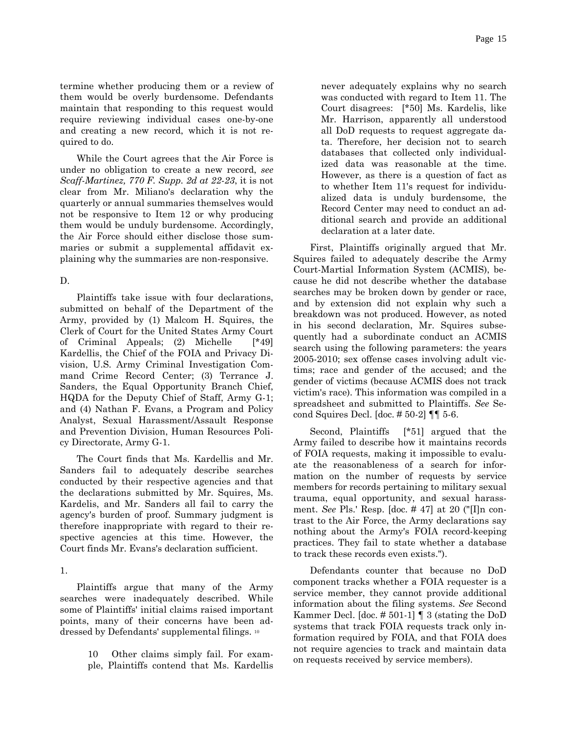termine whether producing them or a review of them would be overly burdensome. Defendants maintain that responding to this request would require reviewing individual cases one-by-one and creating a new record, which it is not required to do.

While the Court agrees that the Air Force is under no obligation to create a new record, *see Scaff-Martinez, 770 F. Supp. 2d at 22-23*, it is not clear from Mr. Miliano's declaration why the quarterly or annual summaries themselves would not be responsive to Item 12 or why producing them would be unduly burdensome. Accordingly, the Air Force should either disclose those summaries or submit a supplemental affidavit explaining why the summaries are non-responsive.

D.

Plaintiffs take issue with four declarations, submitted on behalf of the Department of the Army, provided by (1) Malcom H. Squires, the Clerk of Court for the United States Army Court of Criminal Appeals; (2) Michelle [*49] Kardellis, the Chief of the FOIA and Privacy Division, U.S. Army Criminal Investigation Command Crime Record Center; (3) Terrance J. Sanders, the Equal Opportunity Branch Chief, HQDA for the Deputy Chief of Staff, Army G-1; and (4) Nathan F. Evans, a Program and Policy Analyst, Sexual Harassment/Assault Response and Prevention Division, Human Resources Policy Directorate, Army G-1.

The Court finds that Ms. Kardellis and Mr. Sanders fail to adequately describe searches conducted by their respective agencies and that the declarations submitted by Mr. Squires, Ms. Kardelis, and Mr. Sanders all fail to carry the agency's burden of proof. Summary judgment is therefore inappropriate with regard to their respective agencies at this time. However, the Court finds Mr. Evans's declaration sufficient.

1.

Plaintiffs argue that many of the Army searches were inadequately described. While some of Plaintiffs' initial claims raised important points, many of their concerns have been addressed by Defendants' supplemental filings. [10]

> 10 Other claims simply fail. For example, Plaintiffs contend that Ms. Kardellis never adequately explains why no search was conducted with regard to Item 11. The Court disagrees: [*50] Ms. Kardelis, like Mr. Harrison, apparently all understood all DoD requests to request aggregate data. Therefore, her decision not to search databases that collected only individualized data was reasonable at the time. However, as there is a question of fact as to whether Item 11's request for individualized data is unduly burdensome, the Record Center may need to conduct an additional search and provide an additional declaration at a later date.

First, Plaintiffs originally argued that Mr. Squires failed to adequately describe the Army Court-Martial Information System (ACMIS), because he did not describe whether the database searches may be broken down by gender or race, and by extension did not explain why such a breakdown was not produced. However, as noted in his second declaration, Mr. Squires subsequently had a subordinate conduct an ACMIS search using the following parameters: the years 2005-2010; sex offense cases involving adult victims; race and gender of the accused; and the gender of victims (because ACMIS does not track victim's race). This information was compiled in a spreadsheet and submitted to Plaintiffs. *See* Second Squires Decl. [doc. # 50-2] ¶¶ 5-6.

Second, Plaintiffs [*51] argued that the Army failed to describe how it maintains records of FOIA requests, making it impossible to evaluate the reasonableness of a search for information on the number of requests by service members for records pertaining to military sexual trauma, equal opportunity, and sexual harassment. *See* Pls.' Resp. [doc. # 47] at 20 ("[I]n contrast to the Air Force, the Army declarations say nothing about the Army's FOIA record-keeping practices. They fail to state whether a database to track these records even exists.").

Defendants counter that because no DoD component tracks whether a FOIA requester is a service member, they cannot provide additional information about the filing systems. *See* Second Kammer Decl. [doc. # 501-1] ¶ 3 (stating the DoD systems that track FOIA requests track only information required by FOIA, and that FOIA does not require agencies to track and maintain data on requests received by service members).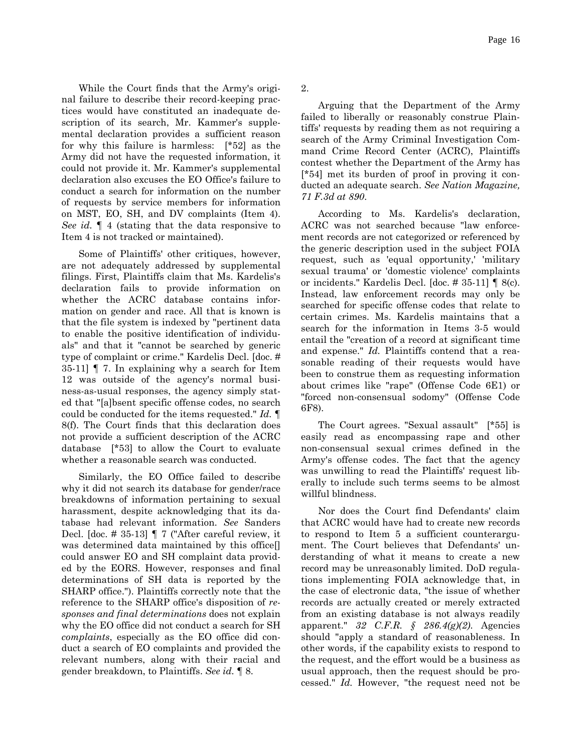While the Court finds that the Army's original failure to describe their record-keeping practices would have constituted an inadequate description of its search, Mr. Kammer's supplemental declaration provides a sufficient reason for why this failure is harmless: [*52] as the Army did not have the requested information, it could not provide it. Mr. Kammer's supplemental declaration also excuses the EO Office's failure to conduct a search for information on the number of requests by service members for information on MST, EO, SH, and DV complaints (Item 4). *See id.* ¶ 4 (stating that the data responsive to Item 4 is not tracked or maintained).

Some of Plaintiffs' other critiques, however, are not adequately addressed by supplemental filings. First, Plaintiffs claim that Ms. Kardelis's declaration fails to provide information on whether the ACRC database contains information on gender and race. All that is known is that the file system is indexed by "pertinent data to enable the positive identification of individuals" and that it "cannot be searched by generic type of complaint or crime." Kardelis Decl. [doc. # 35-11] ¶ 7. In explaining why a search for Item 12 was outside of the agency's normal business-as-usual responses, the agency simply stated that "[a]bsent specific offense codes, no search could be conducted for the items requested." *Id.* ¶ 8(f). The Court finds that this declaration does not provide a sufficient description of the ACRC database [*53] to allow the Court to evaluate whether a reasonable search was conducted.

Similarly, the EO Office failed to describe why it did not search its database for gender/race breakdowns of information pertaining to sexual harassment, despite acknowledging that its database had relevant information. *See* Sanders Decl. [doc. # 35-13] ¶ 7 ("After careful review, it was determined data maintained by this office[] could answer EO and SH complaint data provided by the EORS. However, responses and final determinations of SH data is reported by the SHARP office."). Plaintiffs correctly note that the reference to the SHARP office's disposition of *responses and final determinations* does not explain why the EO office did not conduct a search for SH *complaints*, especially as the EO office did conduct a search of EO complaints and provided the relevant numbers, along with their racial and gender breakdown, to Plaintiffs. *See id.* ¶ 8.

2.

Arguing that the Department of the Army failed to liberally or reasonably construe Plaintiffs' requests by reading them as not requiring a search of the Army Criminal Investigation Command Crime Record Center (ACRC), Plaintiffs contest whether the Department of the Army has [*54] met its burden of proof in proving it conducted an adequate search. *See Nation Magazine, 71 F.3d at 890.*

According to Ms. Kardelis's declaration, ACRC was not searched because "law enforcement records are not categorized or referenced by the generic description used in the subject FOIA request, such as 'equal opportunity,' 'military sexual trauma' or 'domestic violence' complaints or incidents." Kardelis Decl. [doc. # 35-11] ¶ 8(c). Instead, law enforcement records may only be searched for specific offense codes that relate to certain crimes. Ms. Kardelis maintains that a search for the information in Items 3-5 would entail the "creation of a record at significant time and expense." *Id.* Plaintiffs contend that a reasonable reading of their requests would have been to construe them as requesting information about crimes like "rape" (Offense Code 6E1) or "forced non-consensual sodomy" (Offense Code 6F8).

The Court agrees. "Sexual assault" [*55] is easily read as encompassing rape and other non-consensual sexual crimes defined in the Army's offense codes. The fact that the agency was unwilling to read the Plaintiffs' request liberally to include such terms seems to be almost willful blindness.

Nor does the Court find Defendants' claim that ACRC would have had to create new records to respond to Item 5 a sufficient counterargument. The Court believes that Defendants' understanding of what it means to create a new record may be unreasonably limited. DoD regulations implementing FOIA acknowledge that, in the case of electronic data, "the issue of whether records are actually created or merely extracted from an existing database is not always readily apparent." *32 C.F.R. § 286.4(g)(2).* Agencies should "apply a standard of reasonableness. In other words, if the capability exists to respond to the request, and the effort would be a business as usual approach, then the request should be processed." *Id.* However, "the request need not be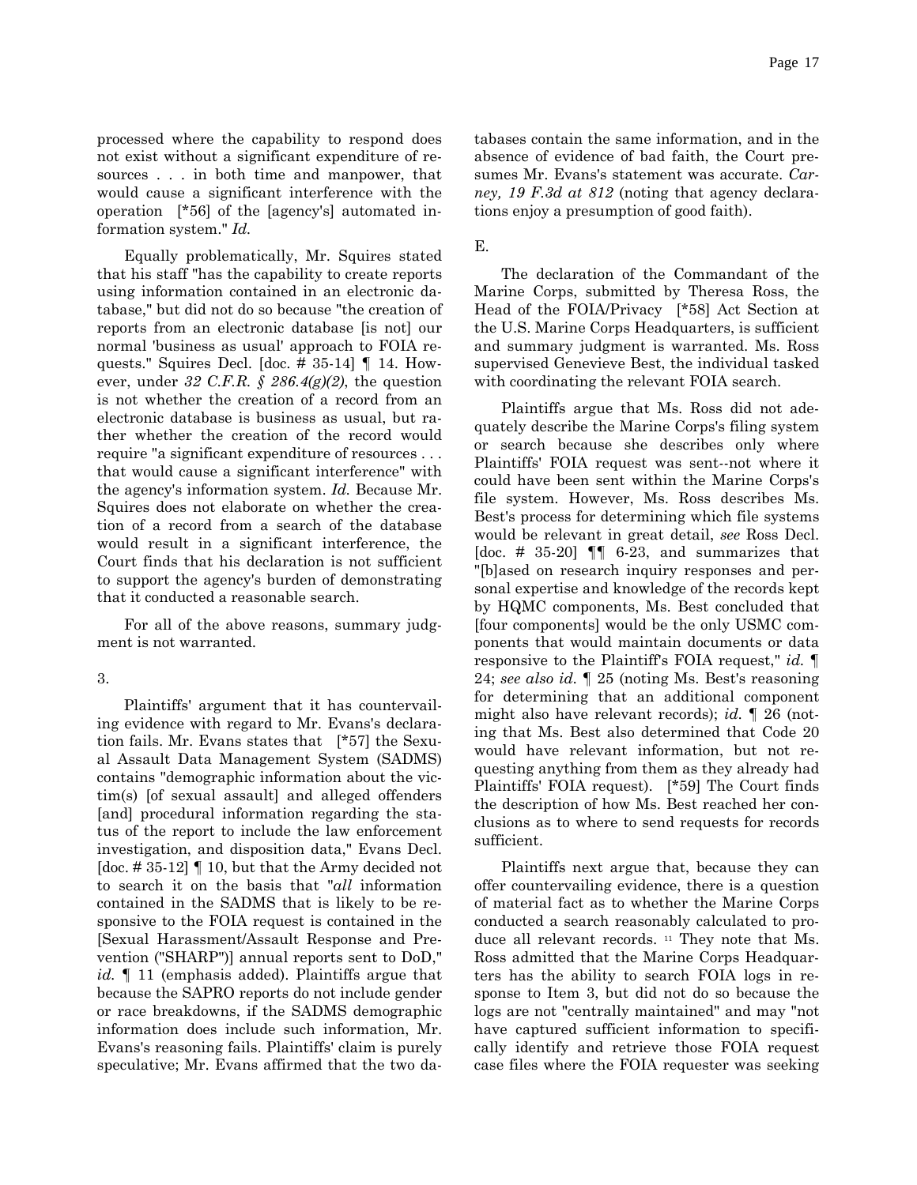processed where the capability to respond does not exist without a significant expenditure of resources . . . in both time and manpower, that would cause a significant interference with the operation [*56] of the [agency's] automated information system." *Id.*

Equally problematically, Mr. Squires stated that his staff "has the capability to create reports using information contained in an electronic database," but did not do so because "the creation of reports from an electronic database [is not] our normal 'business as usual' approach to FOIA requests." Squires Decl. [doc. # 35-14] ¶ 14. However, under *32 C.F.R. § 286.4(g)(2)*, the question is not whether the creation of a record from an electronic database is business as usual, but rather whether the creation of the record would require "a significant expenditure of resources . . . that would cause a significant interference" with the agency's information system. *Id.* Because Mr. Squires does not elaborate on whether the creation of a record from a search of the database would result in a significant interference, the Court finds that his declaration is not sufficient to support the agency's burden of demonstrating that it conducted a reasonable search.

For all of the above reasons, summary judgment is not warranted.

3.

Plaintiffs' argument that it has countervailing evidence with regard to Mr. Evans's declaration fails. Mr. Evans states that [*57] the Sexual Assault Data Management System (SADMS) contains "demographic information about the victim(s) [of sexual assault] and alleged offenders [and] procedural information regarding the status of the report to include the law enforcement investigation, and disposition data," Evans Decl. [doc. # 35-12] ¶ 10, but that the Army decided not to search it on the basis that "*all* information contained in the SADMS that is likely to be responsive to the FOIA request is contained in the [Sexual Harassment/Assault Response and Prevention ("SHARP")] annual reports sent to DoD," *id.* ¶ 11 (emphasis added). Plaintiffs argue that because the SAPRO reports do not include gender or race breakdowns, if the SADMS demographic information does include such information, Mr. Evans's reasoning fails. Plaintiffs' claim is purely speculative; Mr. Evans affirmed that the two databases contain the same information, and in the absence of evidence of bad faith, the Court presumes Mr. Evans's statement was accurate. *Carney, 19 F.3d at 812* (noting that agency declarations enjoy a presumption of good faith).

E.

The declaration of the Commandant of the Marine Corps, submitted by Theresa Ross, the Head of the FOIA/Privacy [*58] Act Section at the U.S. Marine Corps Headquarters, is sufficient and summary judgment is warranted. Ms. Ross supervised Genevieve Best, the individual tasked with coordinating the relevant FOIA search.

Plaintiffs argue that Ms. Ross did not adequately describe the Marine Corps's filing system or search because she describes only where Plaintiffs' FOIA request was sent--not where it could have been sent within the Marine Corps's file system. However, Ms. Ross describes Ms. Best's process for determining which file systems would be relevant in great detail, *see* Ross Decl. [doc. # 35-20] ¶¶ 6-23, and summarizes that "[b]ased on research inquiry responses and personal expertise and knowledge of the records kept by HQMC components, Ms. Best concluded that [four components] would be the only USMC components that would maintain documents or data responsive to the Plaintiff's FOIA request," *id.* ¶ 24; *see also id.* ¶ 25 (noting Ms. Best's reasoning for determining that an additional component might also have relevant records); *id.* ¶ 26 (noting that Ms. Best also determined that Code 20 would have relevant information, but not requesting anything from them as they already had Plaintiffs' FOIA request). [*59] The Court finds the description of how Ms. Best reached her conclusions as to where to send requests for records sufficient.

Plaintiffs next argue that, because they can offer countervailing evidence, there is a question of material fact as to whether the Marine Corps conducted a search reasonably calculated to produce all relevant records. [11] They note that Ms. Ross admitted that the Marine Corps Headquarters has the ability to search FOIA logs in response to Item 3, but did not do so because the logs are not "centrally maintained" and may "not have captured sufficient information to specifically identify and retrieve those FOIA request case files where the FOIA requester was seeking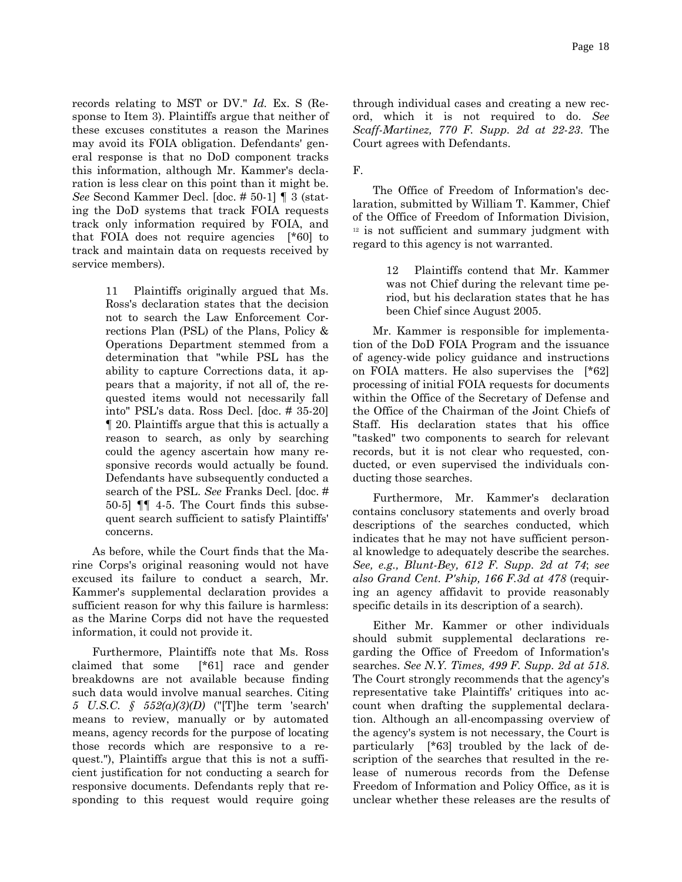records relating to MST or DV." *Id.* Ex. S (Response to Item 3). Plaintiffs argue that neither of these excuses constitutes a reason the Marines may avoid its FOIA obligation. Defendants' general response is that no DoD component tracks this information, although Mr. Kammer's declaration is less clear on this point than it might be. *See* Second Kammer Decl. [doc. # 50-1] ¶ 3 (stating the DoD systems that track FOIA requests track only information required by FOIA, and that FOIA does not require agencies [*60] to track and maintain data on requests received by service members).

> 11 Plaintiffs originally argued that Ms. Ross's declaration states that the decision not to search the Law Enforcement Corrections Plan (PSL) of the Plans, Policy & Operations Department stemmed from a determination that "while PSL has the ability to capture Corrections data, it appears that a majority, if not all of, the requested items would not necessarily fall into" PSL's data. Ross Decl. [doc. # 35-20] ¶ 20. Plaintiffs argue that this is actually a reason to search, as only by searching could the agency ascertain how many responsive records would actually be found. Defendants have subsequently conducted a search of the PSL. *See* Franks Decl. [doc. # 50-5] ¶¶ 4-5. The Court finds this subsequent search sufficient to satisfy Plaintiffs' concerns.

As before, while the Court finds that the Marine Corps's original reasoning would not have excused its failure to conduct a search, Mr. Kammer's supplemental declaration provides a sufficient reason for why this failure is harmless: as the Marine Corps did not have the requested information, it could not provide it.

Furthermore, Plaintiffs note that Ms. Ross claimed that some [*61] race and gender breakdowns are not available because finding such data would involve manual searches. Citing *5 U.S.C. § 552(a)(3)(D)* ("[T]he term 'search' means to review, manually or by automated means, agency records for the purpose of locating those records which are responsive to a request."), Plaintiffs argue that this is not a sufficient justification for not conducting a search for responsive documents. Defendants reply that responding to this request would require going through individual cases and creating a new record, which it is not required to do. *See Scaff-Martinez, 770 F. Supp. 2d at 22-23*. The Court agrees with Defendants.

F.

The Office of Freedom of Information's declaration, submitted by William T. Kammer, Chief of the Office of Freedom of Information Division, [12] is not sufficient and summary judgment with regard to this agency is not warranted.

> 12 Plaintiffs contend that Mr. Kammer was not Chief during the relevant time period, but his declaration states that he has been Chief since August 2005.

Mr. Kammer is responsible for implementation of the DoD FOIA Program and the issuance of agency-wide policy guidance and instructions on FOIA matters. He also supervises the [*62] processing of initial FOIA requests for documents within the Office of the Secretary of Defense and the Office of the Chairman of the Joint Chiefs of Staff. His declaration states that his office "tasked" two components to search for relevant records, but it is not clear who requested, conducted, or even supervised the individuals conducting those searches.

Furthermore, Mr. Kammer's declaration contains conclusory statements and overly broad descriptions of the searches conducted, which indicates that he may not have sufficient personal knowledge to adequately describe the searches. *See, e.g., Blunt-Bey, 612 F. Supp. 2d at 74*; *see also Grand Cent. P'ship, 166 F.3d at 478* (requiring an agency affidavit to provide reasonably specific details in its description of a search).

Either Mr. Kammer or other individuals should submit supplemental declarations regarding the Office of Freedom of Information's searches. *See N.Y. Times, 499 F. Supp. 2d at 518*. The Court strongly recommends that the agency's representative take Plaintiffs' critiques into account when drafting the supplemental declaration. Although an all-encompassing overview of the agency's system is not necessary, the Court is particularly [*63] troubled by the lack of description of the searches that resulted in the release of numerous records from the Defense Freedom of Information and Policy Office, as it is unclear whether these releases are the results of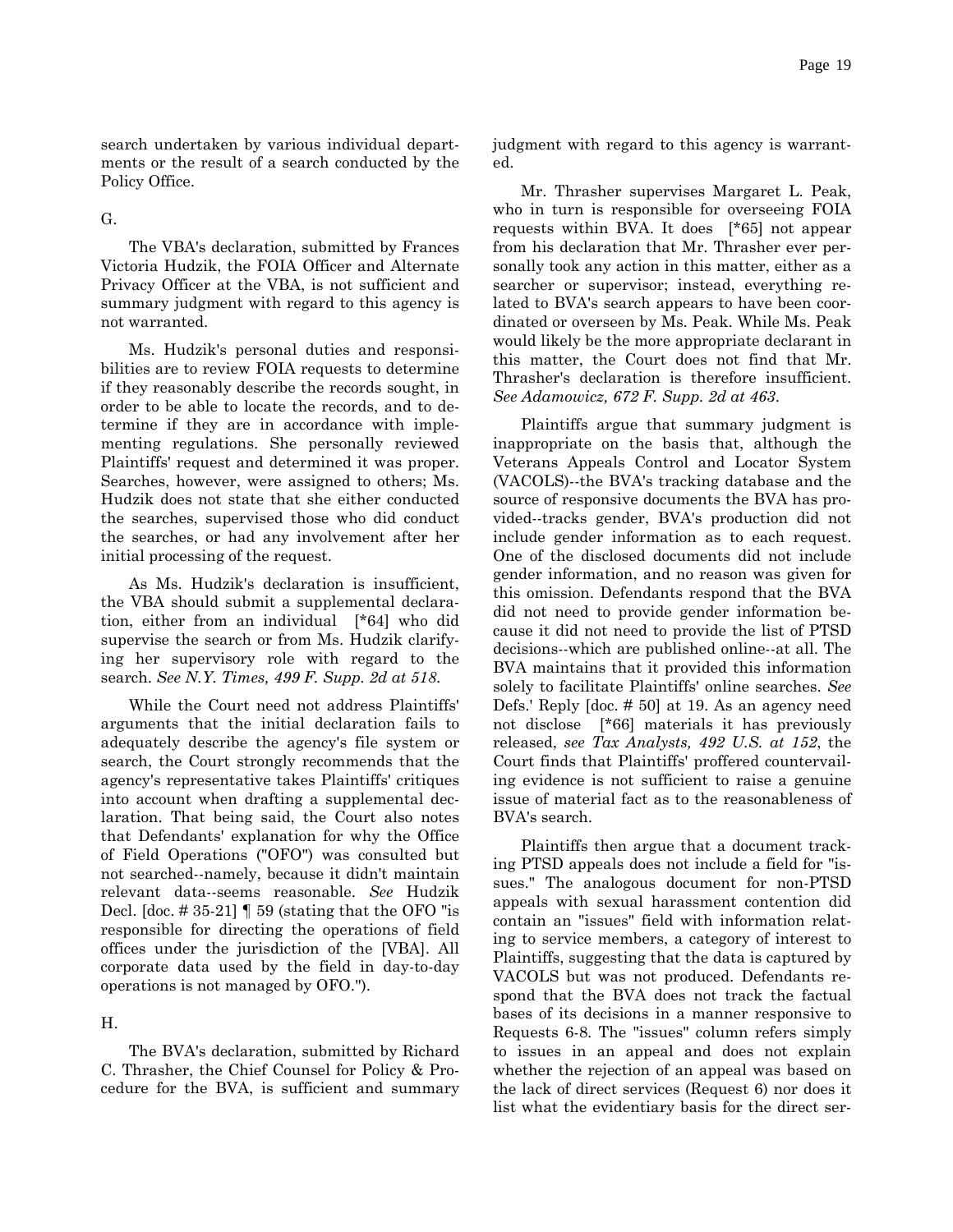search undertaken by various individual departments or the result of a search conducted by the Policy Office.

G.

The VBA's declaration, submitted by Frances Victoria Hudzik, the FOIA Officer and Alternate Privacy Officer at the VBA, is not sufficient and summary judgment with regard to this agency is not warranted.

Ms. Hudzik's personal duties and responsibilities are to review FOIA requests to determine if they reasonably describe the records sought, in order to be able to locate the records, and to determine if they are in accordance with implementing regulations. She personally reviewed Plaintiffs' request and determined it was proper. Searches, however, were assigned to others; Ms. Hudzik does not state that she either conducted the searches, supervised those who did conduct the searches, or had any involvement after her initial processing of the request.

As Ms. Hudzik's declaration is insufficient, the VBA should submit a supplemental declaration, either from an individual [*64] who did supervise the search or from Ms. Hudzik clarifying her supervisory role with regard to the search. *See N.Y. Times, 499 F. Supp. 2d at 518.*

While the Court need not address Plaintiffs' arguments that the initial declaration fails to adequately describe the agency's file system or search, the Court strongly recommends that the agency's representative takes Plaintiffs' critiques into account when drafting a supplemental declaration. That being said, the Court also notes that Defendants' explanation for why the Office of Field Operations ("OFO") was consulted but not searched--namely, because it didn't maintain relevant data--seems reasonable. *See* Hudzik Decl. [doc. # 35-21] ¶ 59 (stating that the OFO "is responsible for directing the operations of field offices under the jurisdiction of the [VBA]. All corporate data used by the field in day-to-day operations is not managed by OFO.").

H.

The BVA's declaration, submitted by Richard C. Thrasher, the Chief Counsel for Policy & Procedure for the BVA, is sufficient and summary judgment with regard to this agency is warranted.

Mr. Thrasher supervises Margaret L. Peak, who in turn is responsible for overseeing FOIA requests within BVA. It does [*65] not appear from his declaration that Mr. Thrasher ever personally took any action in this matter, either as a searcher or supervisor; instead, everything related to BVA's search appears to have been coordinated or overseen by Ms. Peak. While Ms. Peak would likely be the more appropriate declarant in this matter, the Court does not find that Mr. Thrasher's declaration is therefore insufficient. *See Adamowicz, 672 F. Supp. 2d at 463.*

Plaintiffs argue that summary judgment is inappropriate on the basis that, although the Veterans Appeals Control and Locator System (VACOLS)--the BVA's tracking database and the source of responsive documents the BVA has provided--tracks gender, BVA's production did not include gender information as to each request. One of the disclosed documents did not include gender information, and no reason was given for this omission. Defendants respond that the BVA did not need to provide gender information because it did not need to provide the list of PTSD decisions--which are published online--at all. The BVA maintains that it provided this information solely to facilitate Plaintiffs' online searches. *See* Defs.' Reply [doc. # 50] at 19. As an agency need not disclose [*66] materials it has previously released, *see Tax Analysts, 492 U.S. at 152*, the Court finds that Plaintiffs' proffered countervailing evidence is not sufficient to raise a genuine issue of material fact as to the reasonableness of BVA's search.

Plaintiffs then argue that a document tracking PTSD appeals does not include a field for "issues." The analogous document for non-PTSD appeals with sexual harassment contention did contain an "issues" field with information relating to service members, a category of interest to Plaintiffs, suggesting that the data is captured by VACOLS but was not produced. Defendants respond that the BVA does not track the factual bases of its decisions in a manner responsive to Requests 6-8. The "issues" column refers simply to issues in an appeal and does not explain whether the rejection of an appeal was based on the lack of direct services (Request 6) nor does it list what the evidentiary basis for the direct ser-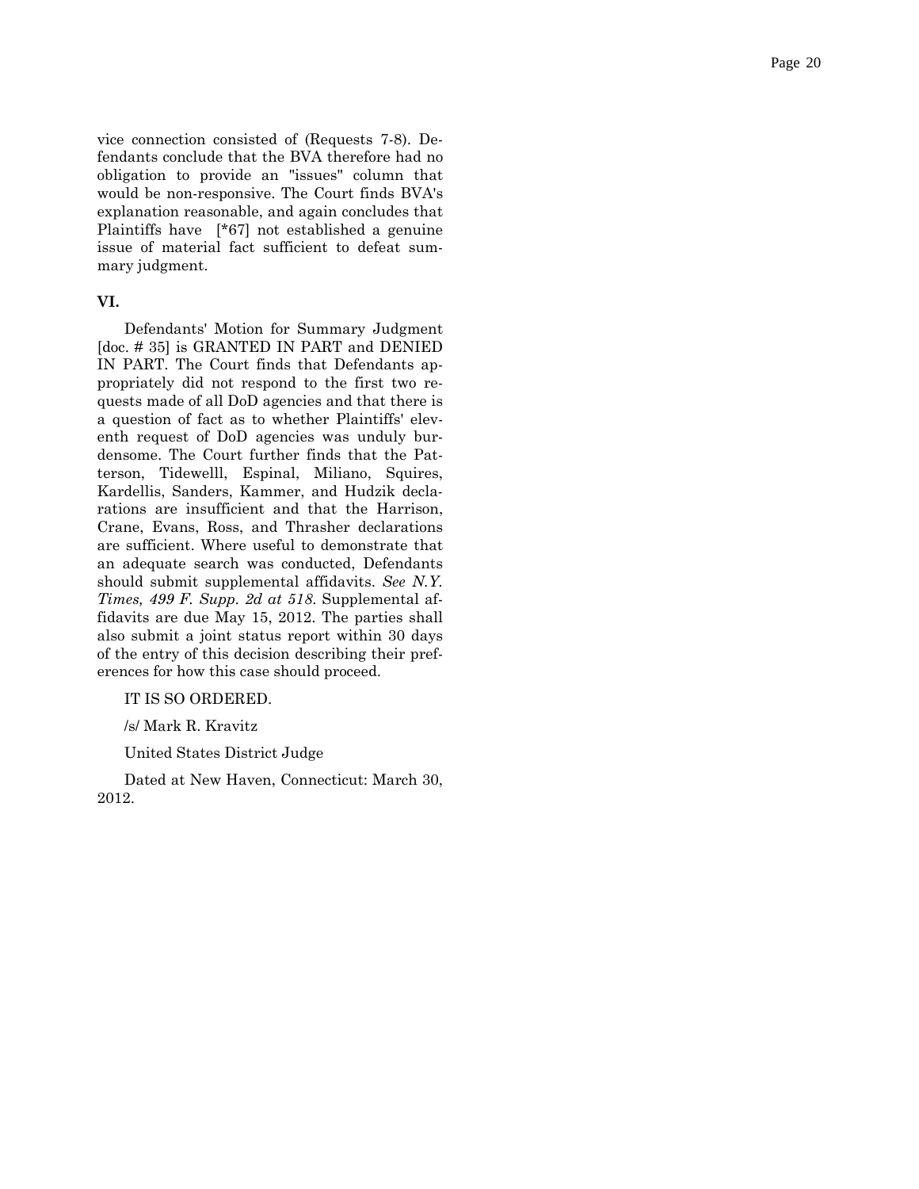vice connection consisted of (Requests 7-8). Defendants conclude that the BVA therefore had no obligation to provide an "issues" column that would be non-responsive. The Court finds BVA's explanation reasonable, and again concludes that Plaintiffs have [*67] not established a genuine issue of material fact sufficient to defeat summary judgment.

**VI.**

Defendants' Motion for Summary Judgment [doc. # 35] is GRANTED IN PART and DENIED IN PART. The Court finds that Defendants appropriately did not respond to the first two requests made of all DoD agencies and that there is a question of fact as to whether Plaintiffs' eleventh request of DoD agencies was unduly burdensome. The Court further finds that the Patterson, Tidewelll, Espinal, Miliano, Squires, Kardellis, Sanders, Kammer, and Hudzik declarations are insufficient and that the Harrison, Crane, Evans, Ross, and Thrasher declarations are sufficient. Where useful to demonstrate that an adequate search was conducted, Defendants should submit supplemental affidavits. *See N.Y. Times, 499 F. Supp. 2d at 518.* Supplemental affidavits are due May 15, 2012. The parties shall also submit a joint status report within 30 days of the entry of this decision describing their preferences for how this case should proceed.

IT IS SO ORDERED.

/s/ Mark R. Kravitz

United States District Judge

Dated at New Haven, Connecticut: March 30, 2012.